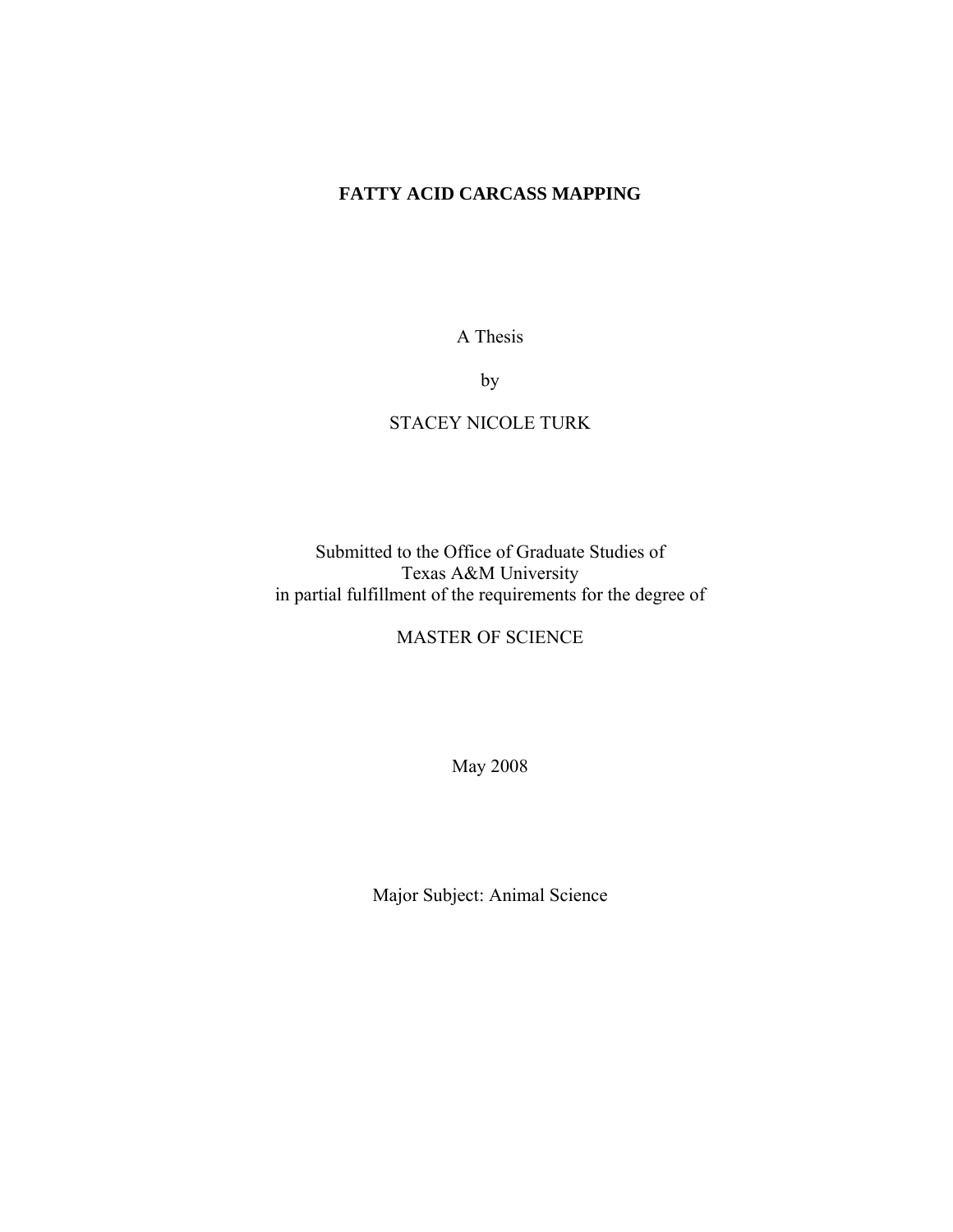# FATTY ACID CARCASS MAPPING

A Thesis

by

STACEY NICOLE TURK

Submitted to the Office of Graduate Studies of
Texas A&M University
in partial fulfillment of the requirements for the degree of

MASTER OF SCIENCE

May 2008

Major Subject: Animal Science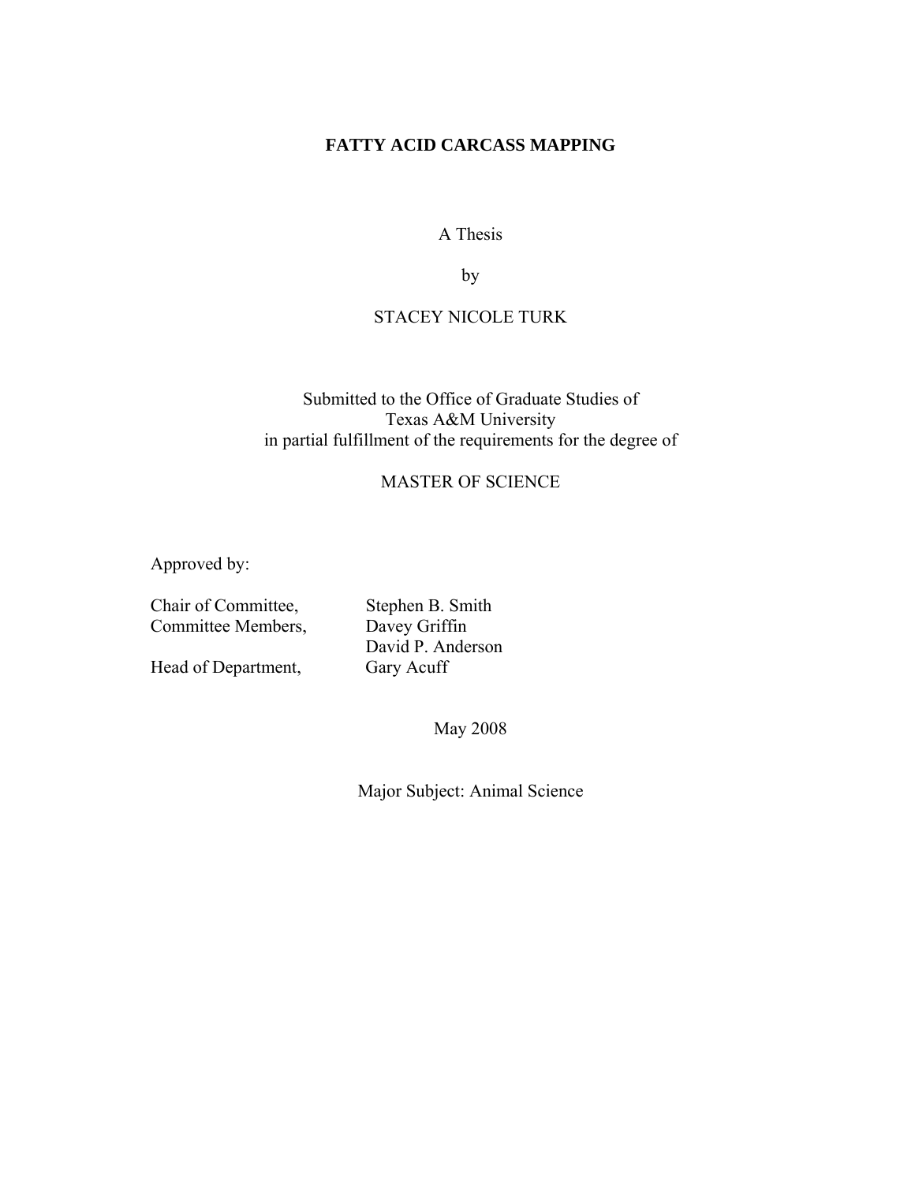# FATTY ACID CARCASS MAPPING

A Thesis

by

STACEY NICOLE TURK

Submitted to the Office of Graduate Studies of
Texas A&M University
in partial fulfillment of the requirements for the degree of

MASTER OF SCIENCE

Approved by:

| | |
|---|---|
| Chair of Committee, | Stephen B. Smith |
| Committee Members, | Davey Griffin |
| | David P. Anderson |
| Head of Department, | Gary Acuff |

May 2008

Major Subject: Animal Science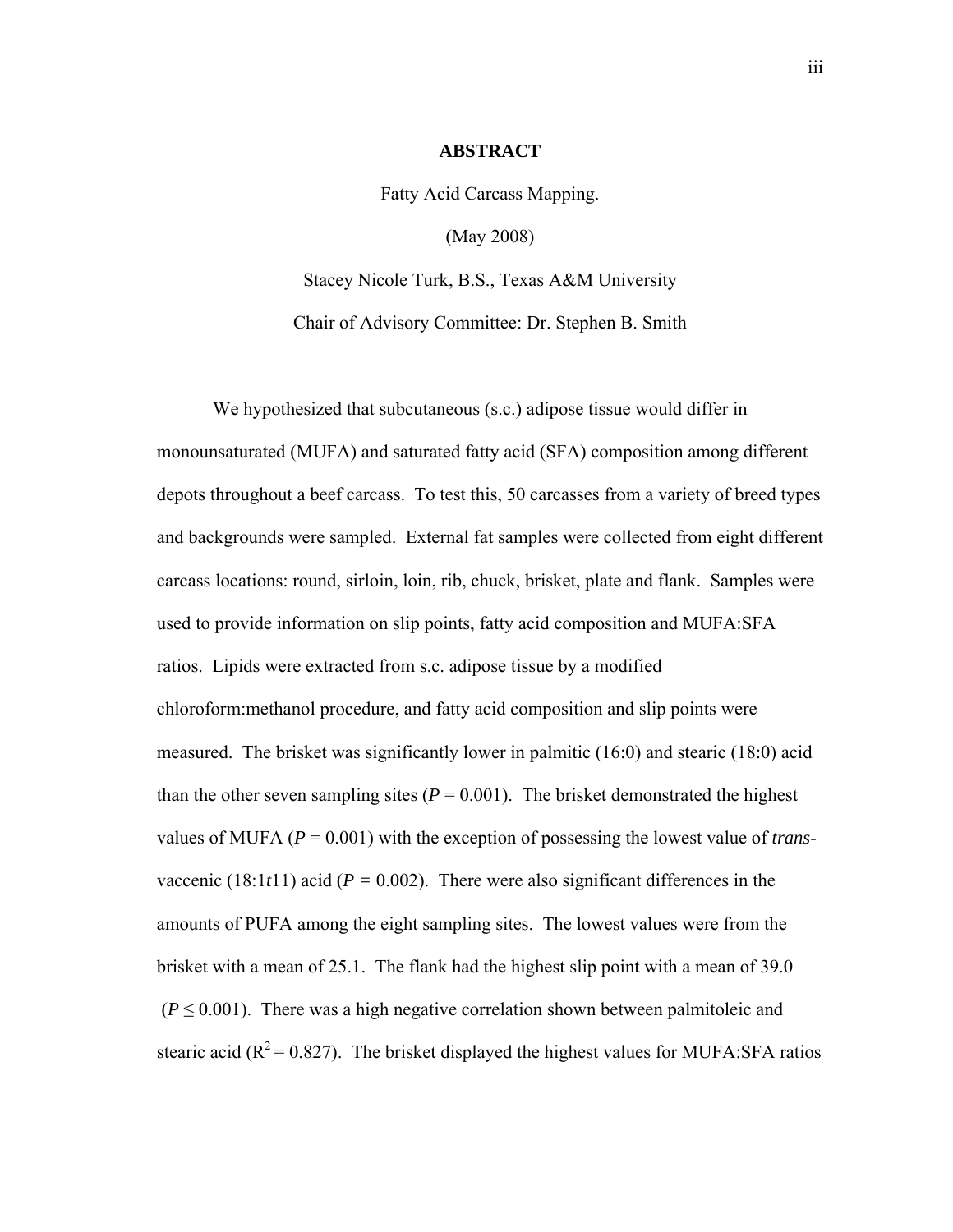# ABSTRACT

Fatty Acid Carcass Mapping.

(May 2008)

Stacey Nicole Turk, B.S., Texas A&M University

Chair of Advisory Committee: Dr. Stephen B. Smith

We hypothesized that subcutaneous (s.c.) adipose tissue would differ in monounsaturated (MUFA) and saturated fatty acid (SFA) composition among different depots throughout a beef carcass. To test this, 50 carcasses from a variety of breed types and backgrounds were sampled. External fat samples were collected from eight different carcass locations: round, sirloin, loin, rib, chuck, brisket, plate and flank. Samples were used to provide information on slip points, fatty acid composition and MUFA:SFA ratios. Lipids were extracted from s.c. adipose tissue by a modified chloroform:methanol procedure, and fatty acid composition and slip points were measured. The brisket was significantly lower in palmitic (16:0) and stearic (18:0) acid than the other seven sampling sites ($P = 0.001$). The brisket demonstrated the highest values of MUFA ($P = 0.001$) with the exception of possessing the lowest value of *trans*-vaccenic (18:1*t*11) acid ($P = 0.002$). There were also significant differences in the amounts of PUFA among the eight sampling sites. The lowest values were from the brisket with a mean of 25.1. The flank had the highest slip point with a mean of 39.0 ($P \leq 0.001$). There was a high negative correlation shown between palmitoleic and stearic acid ($R^2 = 0.827$). The brisket displayed the highest values for MUFA:SFA ratios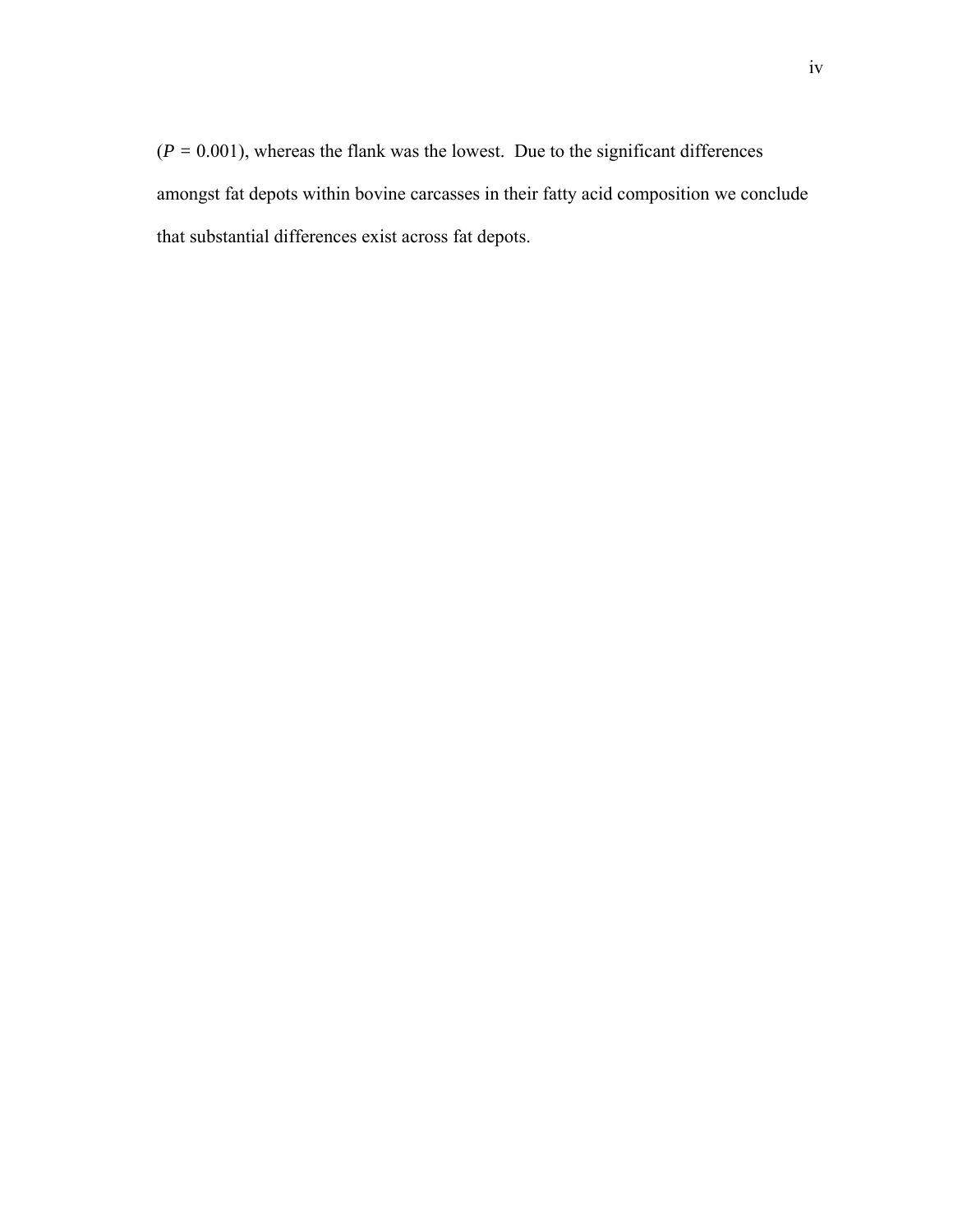($P = 0.001$), whereas the flank was the lowest. Due to the significant differences amongst fat depots within bovine carcasses in their fatty acid composition we conclude that substantial differences exist across fat depots.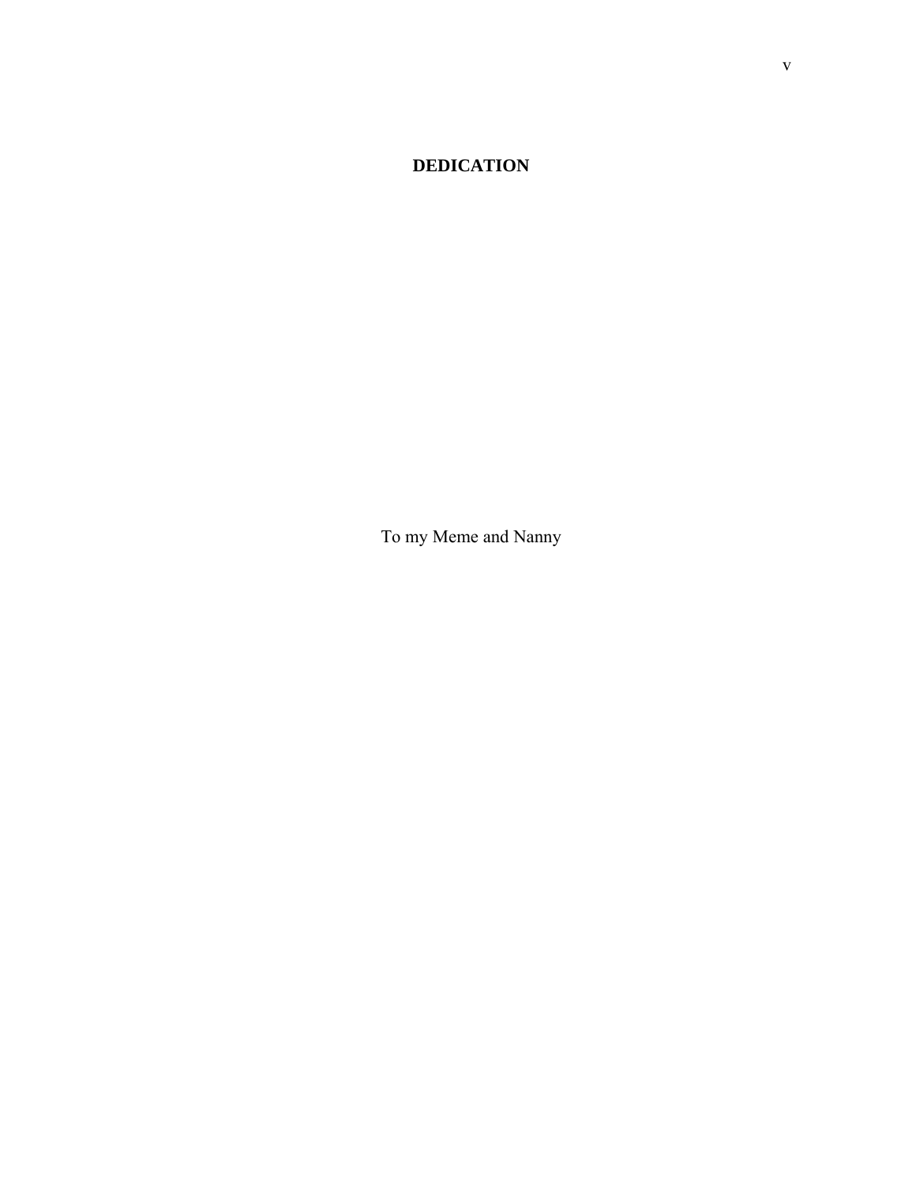# DEDICATION

To my Meme and Nanny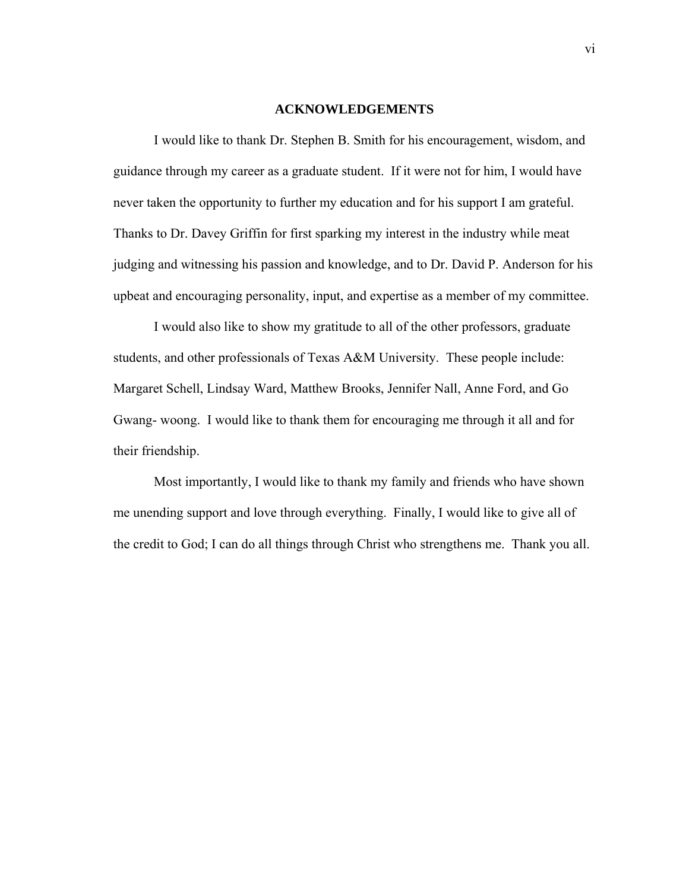## ACKNOWLEDGEMENTS

I would like to thank Dr. Stephen B. Smith for his encouragement, wisdom, and guidance through my career as a graduate student. If it were not for him, I would have never taken the opportunity to further my education and for his support I am grateful. Thanks to Dr. Davey Griffin for first sparking my interest in the industry while meat judging and witnessing his passion and knowledge, and to Dr. David P. Anderson for his upbeat and encouraging personality, input, and expertise as a member of my committee.

I would also like to show my gratitude to all of the other professors, graduate students, and other professionals of Texas A&M University. These people include: Margaret Schell, Lindsay Ward, Matthew Brooks, Jennifer Nall, Anne Ford, and Go Gwang- woong. I would like to thank them for encouraging me through it all and for their friendship.

Most importantly, I would like to thank my family and friends who have shown me unending support and love through everything. Finally, I would like to give all of the credit to God; I can do all things through Christ who strengthens me. Thank you all.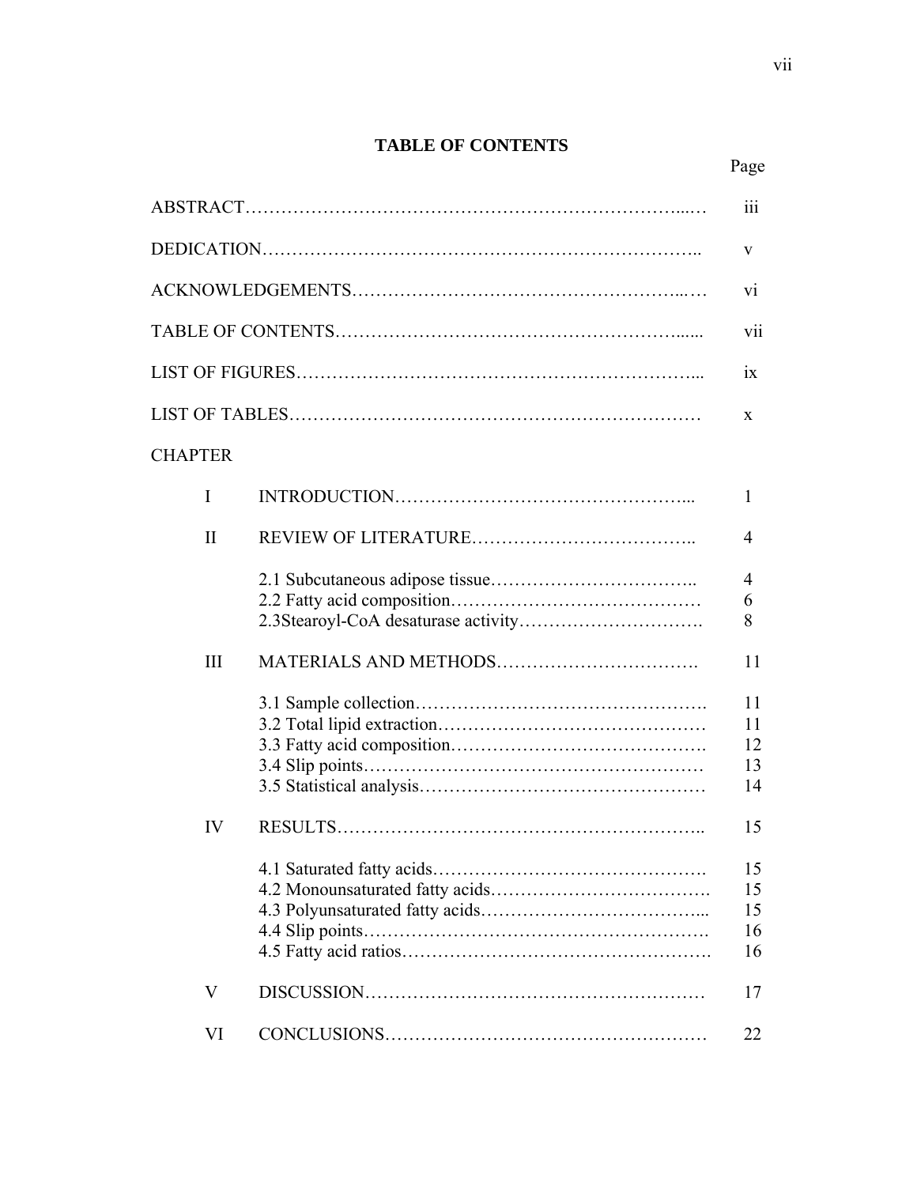# TABLE OF CONTENTS

| | | Page |
|---|---|---|
| ABSTRACT | | iii |
| DEDICATION | | v |
| ACKNOWLEDGEMENTS | | vi |
| TABLE OF CONTENTS | | vii |
| LIST OF FIGURES | | ix |
| LIST OF TABLES | | x |
| CHAPTER | | |
| I | INTRODUCTION | 1 |
| II | REVIEW OF LITERATURE | 4 |
| | 2.1 Subcutaneous adipose tissue | 4 |
| | 2.2 Fatty acid composition | 6 |
| | 2.3Stearoyl-CoA desaturase activity | 8 |
| III | MATERIALS AND METHODS | 11 |
| | 3.1 Sample collection | 11 |
| | 3.2 Total lipid extraction | 11 |
| | 3.3 Fatty acid composition | 12 |
| | 3.4 Slip points | 13 |
| | 3.5 Statistical analysis | 14 |
| IV | RESULTS | 15 |
| | 4.1 Saturated fatty acids | 15 |
| | 4.2 Monounsaturated fatty acids | 15 |
| | 4.3 Polyunsaturated fatty acids | 15 |
| | 4.4 Slip points | 16 |
| | 4.5 Fatty acid ratios | 16 |
| V | DISCUSSION | 17 |
| VI | CONCLUSIONS | 22 |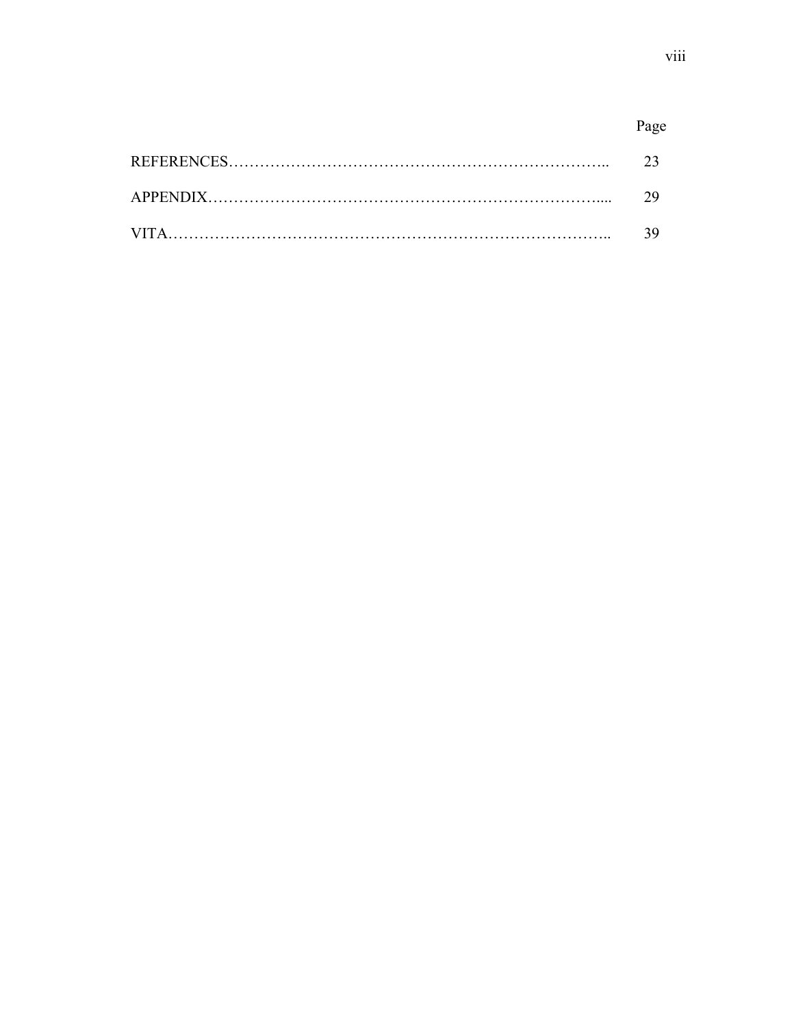| | Page |
|---|---|
| REFERENCES………………………………………………………………….. | 23 |
| APPENDIX………………………………………………………………….... | 29 |
| VITA………………………………………………………………………….. | 39 |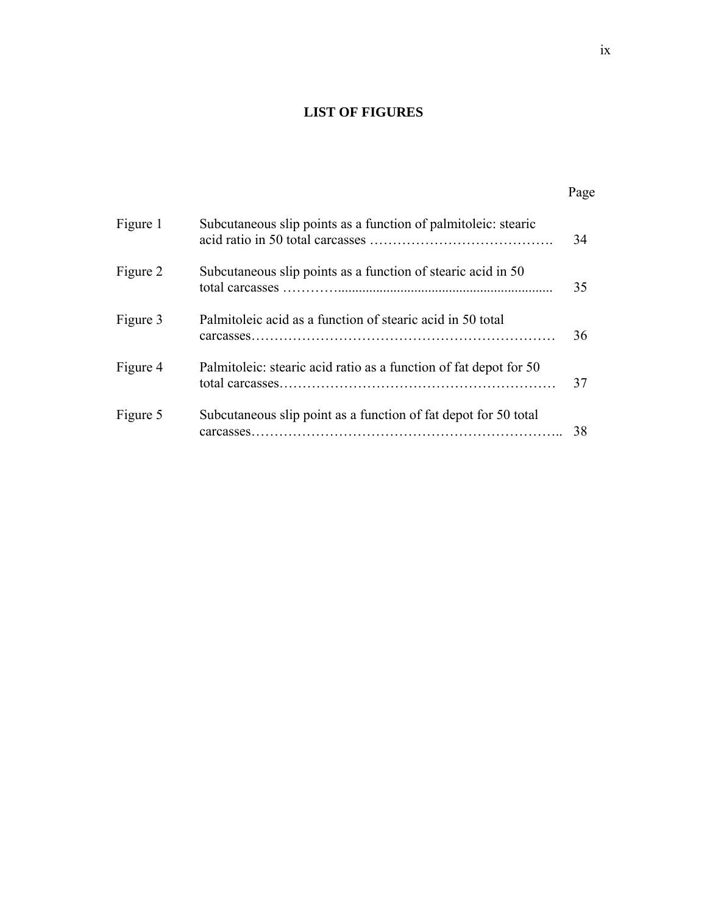# LIST OF FIGURES

| | | Page |
|---|---|---|
| Figure 1 | Subcutaneous slip points as a function of palmitoleic: stearic acid ratio in 50 total carcasses | 34 |
| Figure 2 | Subcutaneous slip points as a function of stearic acid in 50 total carcasses | 35 |
| Figure 3 | Palmitoleic acid as a function of stearic acid in 50 total carcasses | 36 |
| Figure 4 | Palmitoleic: stearic acid ratio as a function of fat depot for 50 total carcasses | 37 |
| Figure 5 | Subcutaneous slip point as a function of fat depot for 50 total carcasses | 38 |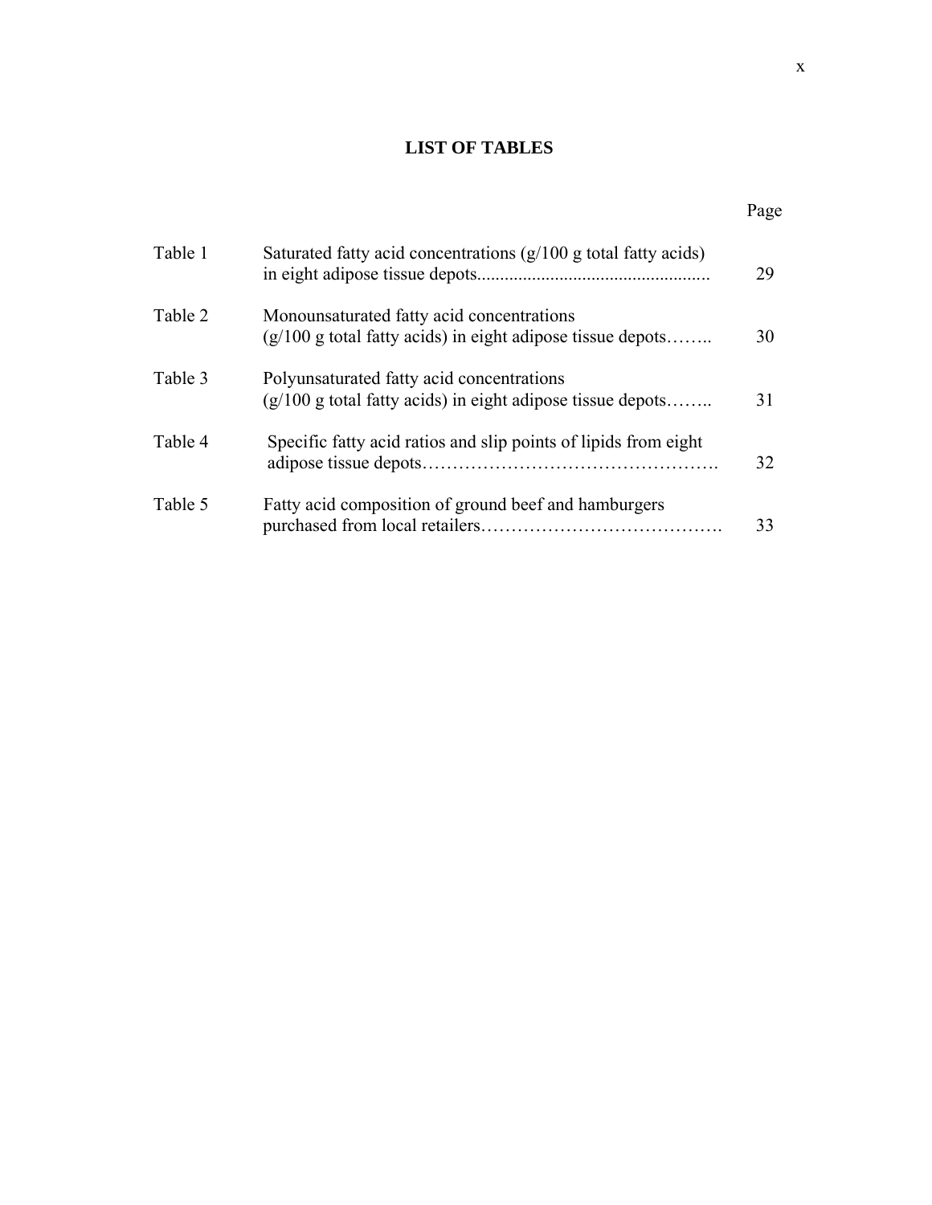# LIST OF TABLES

| | | Page |
|---|---|---|
| Table 1 | Saturated fatty acid concentrations (g/100 g total fatty acids) in eight adipose tissue depots | 29 |
| Table 2 | Monounsaturated fatty acid concentrations (g/100 g total fatty acids) in eight adipose tissue depots | 30 |
| Table 3 | Polyunsaturated fatty acid concentrations (g/100 g total fatty acids) in eight adipose tissue depots | 31 |
| Table 4 | Specific fatty acid ratios and slip points of lipids from eight adipose tissue depots | 32 |
| Table 5 | Fatty acid composition of ground beef and hamburgers purchased from local retailers | 33 |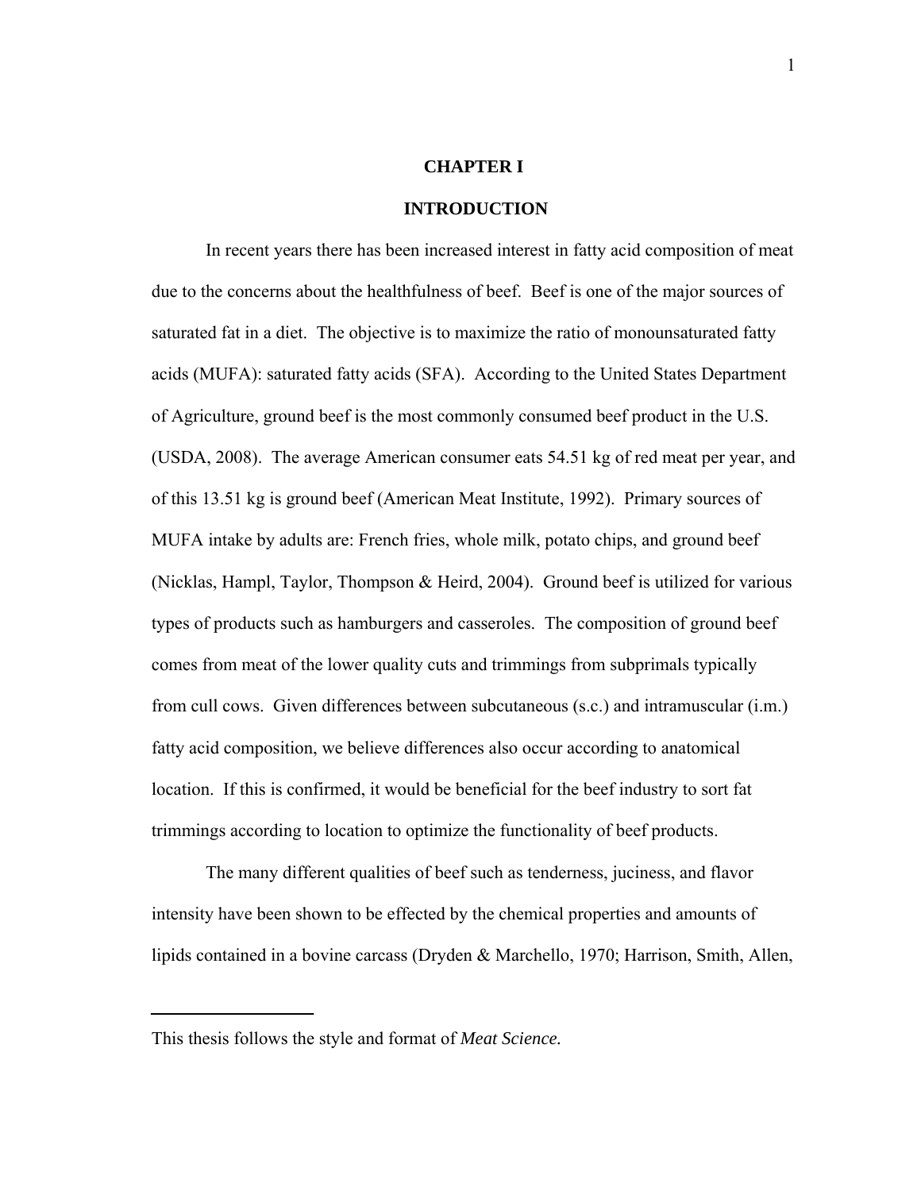# CHAPTER I

# INTRODUCTION

In recent years there has been increased interest in fatty acid composition of meat due to the concerns about the healthfulness of beef. Beef is one of the major sources of saturated fat in a diet. The objective is to maximize the ratio of monounsaturated fatty acids (MUFA): saturated fatty acids (SFA). According to the United States Department of Agriculture, ground beef is the most commonly consumed beef product in the U.S. (USDA, 2008). The average American consumer eats 54.51 kg of red meat per year, and of this 13.51 kg is ground beef (American Meat Institute, 1992). Primary sources of MUFA intake by adults are: French fries, whole milk, potato chips, and ground beef (Nicklas, Hampl, Taylor, Thompson & Heird, 2004). Ground beef is utilized for various types of products such as hamburgers and casseroles. The composition of ground beef comes from meat of the lower quality cuts and trimmings from subprimals typically from cull cows. Given differences between subcutaneous (s.c.) and intramuscular (i.m.) fatty acid composition, we believe differences also occur according to anatomical location. If this is confirmed, it would be beneficial for the beef industry to sort fat trimmings according to location to optimize the functionality of beef products.

The many different qualities of beef such as tenderness, juciness, and flavor intensity have been shown to be effected by the chemical properties and amounts of lipids contained in a bovine carcass (Dryden & Marchello, 1970; Harrison, Smith, Allen,

---

This thesis follows the style and format of *Meat Science.*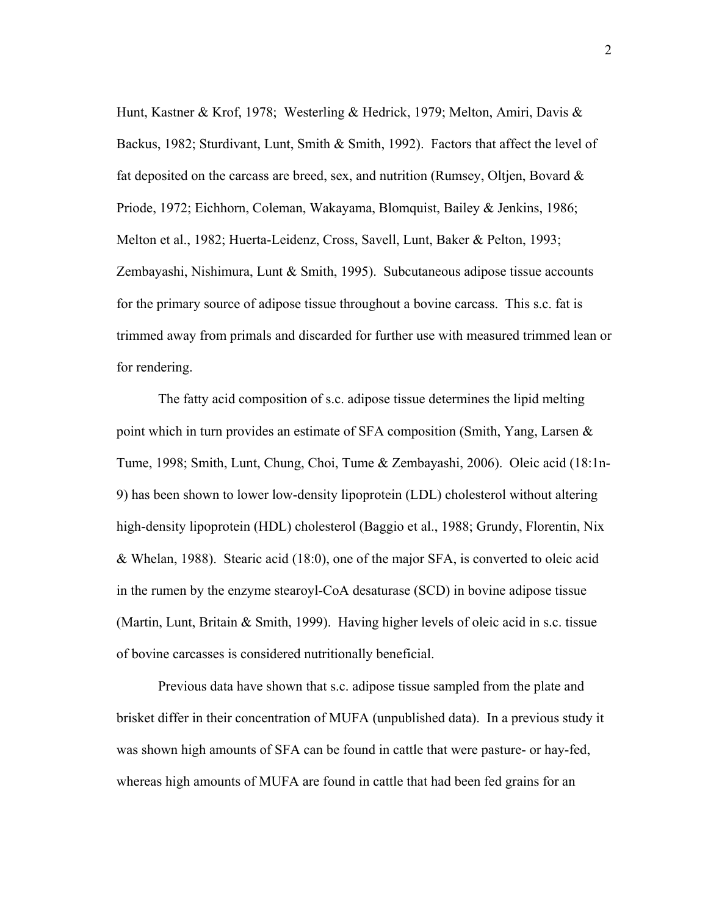Hunt, Kastner & Krof, 1978;  Westerling & Hedrick, 1979; Melton, Amiri, Davis & Backus, 1982; Sturdivant, Lunt, Smith & Smith, 1992).  Factors that affect the level of fat deposited on the carcass are breed, sex, and nutrition (Rumsey, Oltjen, Bovard & Priode, 1972; Eichhorn, Coleman, Wakayama, Blomquist, Bailey & Jenkins, 1986; Melton et al., 1982; Huerta-Leidenz, Cross, Savell, Lunt, Baker & Pelton, 1993; Zembayashi, Nishimura, Lunt & Smith, 1995).  Subcutaneous adipose tissue accounts for the primary source of adipose tissue throughout a bovine carcass.  This s.c. fat is trimmed away from primals and discarded for further use with measured trimmed lean or for rendering.

The fatty acid composition of s.c. adipose tissue determines the lipid melting point which in turn provides an estimate of SFA composition (Smith, Yang, Larsen & Tume, 1998; Smith, Lunt, Chung, Choi, Tume & Zembayashi, 2006).  Oleic acid (18:1n-9) has been shown to lower low-density lipoprotein (LDL) cholesterol without altering high-density lipoprotein (HDL) cholesterol (Baggio et al., 1988; Grundy, Florentin, Nix & Whelan, 1988).  Stearic acid (18:0), one of the major SFA, is converted to oleic acid in the rumen by the enzyme stearoyl-CoA desaturase (SCD) in bovine adipose tissue (Martin, Lunt, Britain & Smith, 1999).  Having higher levels of oleic acid in s.c. tissue of bovine carcasses is considered nutritionally beneficial.

Previous data have shown that s.c. adipose tissue sampled from the plate and brisket differ in their concentration of MUFA (unpublished data).  In a previous study it was shown high amounts of SFA can be found in cattle that were pasture- or hay-fed, whereas high amounts of MUFA are found in cattle that had been fed grains for an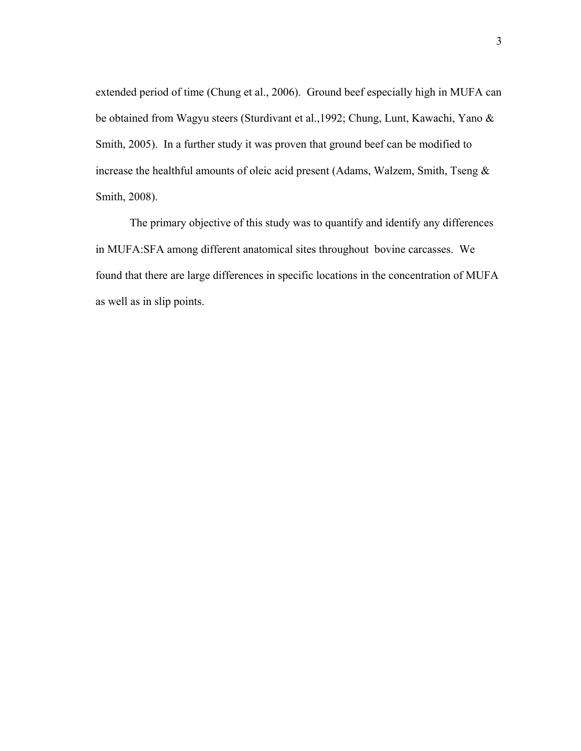extended period of time (Chung et al., 2006). Ground beef especially high in MUFA can be obtained from Wagyu steers (Sturdivant et al.,1992; Chung, Lunt, Kawachi, Yano & Smith, 2005). In a further study it was proven that ground beef can be modified to increase the healthful amounts of oleic acid present (Adams, Walzem, Smith, Tseng & Smith, 2008).

The primary objective of this study was to quantify and identify any differences in MUFA:SFA among different anatomical sites throughout bovine carcasses. We found that there are large differences in specific locations in the concentration of MUFA as well as in slip points.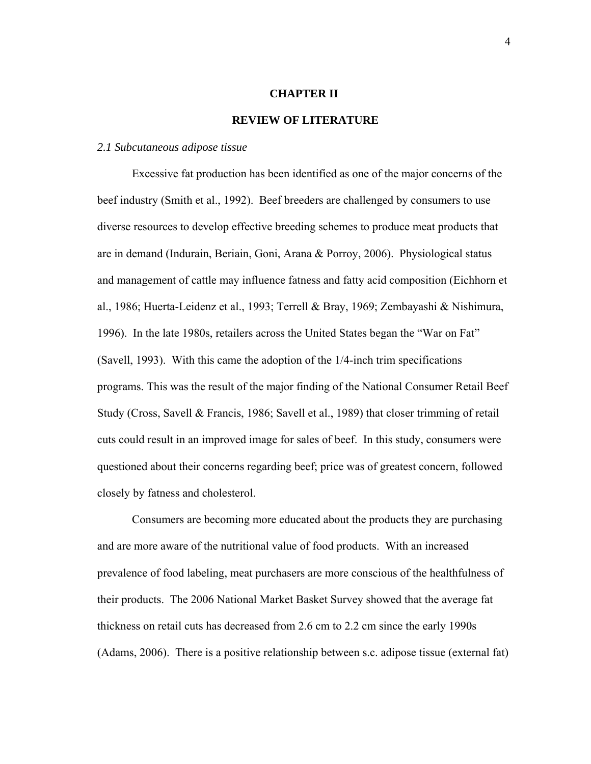# CHAPTER II

# REVIEW OF LITERATURE

*2.1 Subcutaneous adipose tissue*

Excessive fat production has been identified as one of the major concerns of the beef industry (Smith et al., 1992). Beef breeders are challenged by consumers to use diverse resources to develop effective breeding schemes to produce meat products that are in demand (Indurain, Beriain, Goni, Arana & Porroy, 2006). Physiological status and management of cattle may influence fatness and fatty acid composition (Eichhorn et al., 1986; Huerta-Leidenz et al., 1993; Terrell & Bray, 1969; Zembayashi & Nishimura, 1996). In the late 1980s, retailers across the United States began the "War on Fat" (Savell, 1993). With this came the adoption of the 1/4-inch trim specifications programs. This was the result of the major finding of the National Consumer Retail Beef Study (Cross, Savell & Francis, 1986; Savell et al., 1989) that closer trimming of retail cuts could result in an improved image for sales of beef. In this study, consumers were questioned about their concerns regarding beef; price was of greatest concern, followed closely by fatness and cholesterol.

Consumers are becoming more educated about the products they are purchasing and are more aware of the nutritional value of food products. With an increased prevalence of food labeling, meat purchasers are more conscious of the healthfulness of their products. The 2006 National Market Basket Survey showed that the average fat thickness on retail cuts has decreased from 2.6 cm to 2.2 cm since the early 1990s (Adams, 2006). There is a positive relationship between s.c. adipose tissue (external fat)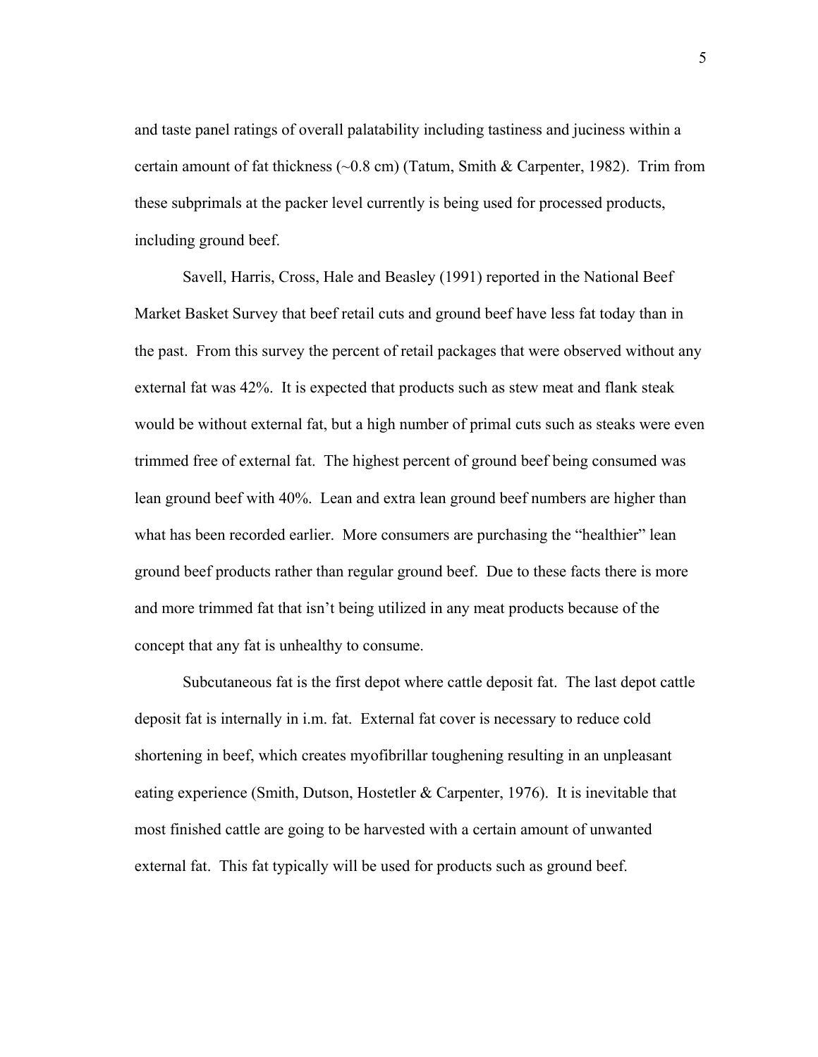and taste panel ratings of overall palatability including tastiness and juciness within a certain amount of fat thickness (~0.8 cm) (Tatum, Smith & Carpenter, 1982). Trim from these subprimals at the packer level currently is being used for processed products, including ground beef.

Savell, Harris, Cross, Hale and Beasley (1991) reported in the National Beef Market Basket Survey that beef retail cuts and ground beef have less fat today than in the past. From this survey the percent of retail packages that were observed without any external fat was 42%. It is expected that products such as stew meat and flank steak would be without external fat, but a high number of primal cuts such as steaks were even trimmed free of external fat. The highest percent of ground beef being consumed was lean ground beef with 40%. Lean and extra lean ground beef numbers are higher than what has been recorded earlier. More consumers are purchasing the "healthier" lean ground beef products rather than regular ground beef. Due to these facts there is more and more trimmed fat that isn't being utilized in any meat products because of the concept that any fat is unhealthy to consume.

Subcutaneous fat is the first depot where cattle deposit fat. The last depot cattle deposit fat is internally in i.m. fat. External fat cover is necessary to reduce cold shortening in beef, which creates myofibrillar toughening resulting in an unpleasant eating experience (Smith, Dutson, Hostetler & Carpenter, 1976). It is inevitable that most finished cattle are going to be harvested with a certain amount of unwanted external fat. This fat typically will be used for products such as ground beef.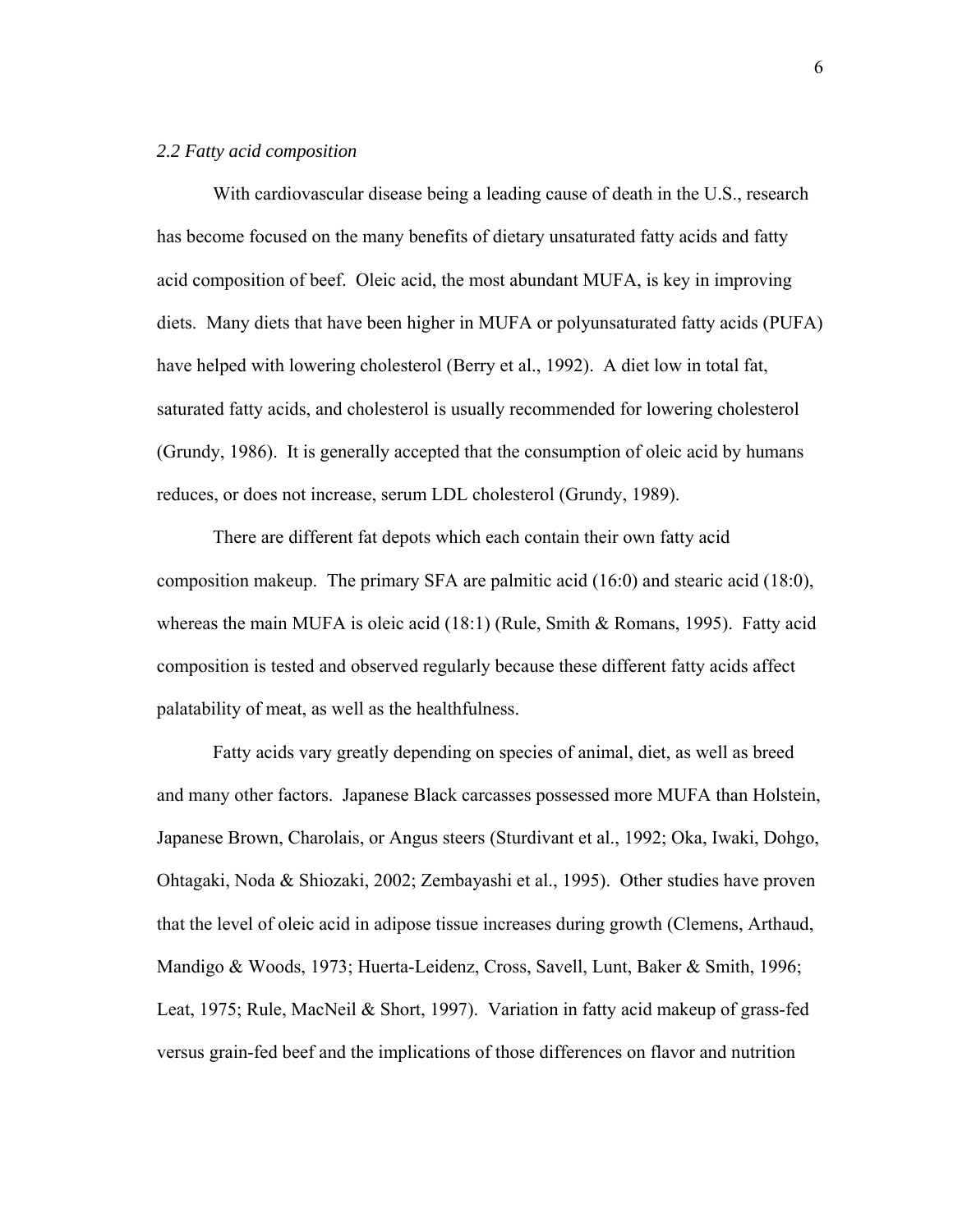### *2.2 Fatty acid composition*

With cardiovascular disease being a leading cause of death in the U.S., research has become focused on the many benefits of dietary unsaturated fatty acids and fatty acid composition of beef. Oleic acid, the most abundant MUFA, is key in improving diets. Many diets that have been higher in MUFA or polyunsaturated fatty acids (PUFA) have helped with lowering cholesterol (Berry et al., 1992). A diet low in total fat, saturated fatty acids, and cholesterol is usually recommended for lowering cholesterol (Grundy, 1986). It is generally accepted that the consumption of oleic acid by humans reduces, or does not increase, serum LDL cholesterol (Grundy, 1989).

There are different fat depots which each contain their own fatty acid composition makeup. The primary SFA are palmitic acid (16:0) and stearic acid (18:0), whereas the main MUFA is oleic acid (18:1) (Rule, Smith & Romans, 1995). Fatty acid composition is tested and observed regularly because these different fatty acids affect palatability of meat, as well as the healthfulness.

Fatty acids vary greatly depending on species of animal, diet, as well as breed and many other factors. Japanese Black carcasses possessed more MUFA than Holstein, Japanese Brown, Charolais, or Angus steers (Sturdivant et al., 1992; Oka, Iwaki, Dohgo, Ohtagaki, Noda & Shiozaki, 2002; Zembayashi et al., 1995). Other studies have proven that the level of oleic acid in adipose tissue increases during growth (Clemens, Arthaud, Mandigo & Woods, 1973; Huerta-Leidenz, Cross, Savell, Lunt, Baker & Smith, 1996; Leat, 1975; Rule, MacNeil & Short, 1997). Variation in fatty acid makeup of grass-fed versus grain-fed beef and the implications of those differences on flavor and nutrition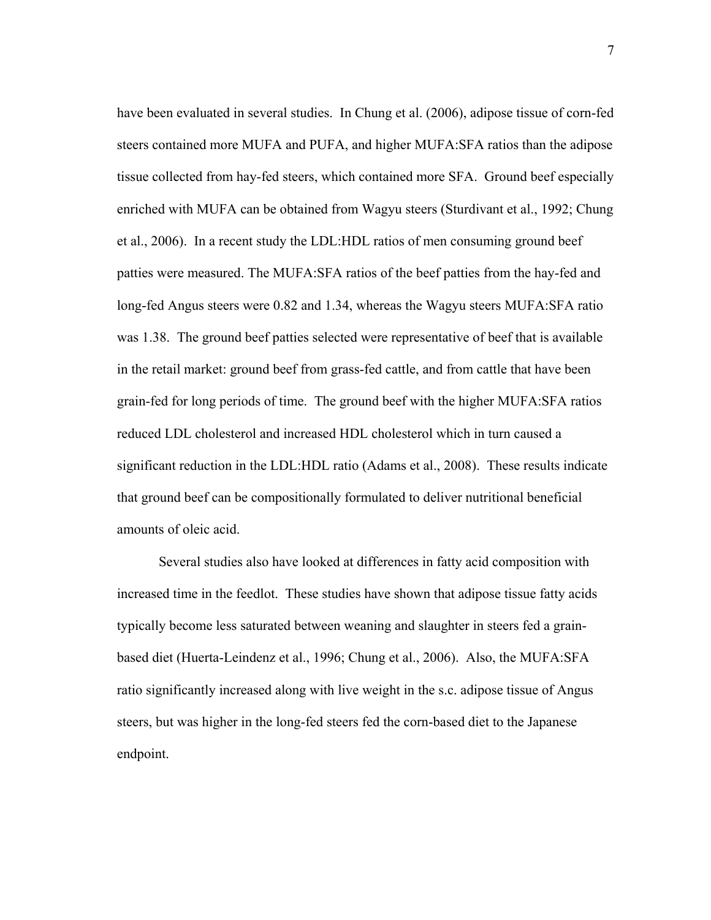have been evaluated in several studies. In Chung et al. (2006), adipose tissue of corn-fed steers contained more MUFA and PUFA, and higher MUFA:SFA ratios than the adipose tissue collected from hay-fed steers, which contained more SFA. Ground beef especially enriched with MUFA can be obtained from Wagyu steers (Sturdivant et al., 1992; Chung et al., 2006). In a recent study the LDL:HDL ratios of men consuming ground beef patties were measured. The MUFA:SFA ratios of the beef patties from the hay-fed and long-fed Angus steers were 0.82 and 1.34, whereas the Wagyu steers MUFA:SFA ratio was 1.38. The ground beef patties selected were representative of beef that is available in the retail market: ground beef from grass-fed cattle, and from cattle that have been grain-fed for long periods of time. The ground beef with the higher MUFA:SFA ratios reduced LDL cholesterol and increased HDL cholesterol which in turn caused a significant reduction in the LDL:HDL ratio (Adams et al., 2008). These results indicate that ground beef can be compositionally formulated to deliver nutritional beneficial amounts of oleic acid.

Several studies also have looked at differences in fatty acid composition with increased time in the feedlot. These studies have shown that adipose tissue fatty acids typically become less saturated between weaning and slaughter in steers fed a grain-based diet (Huerta-Leindenz et al., 1996; Chung et al., 2006). Also, the MUFA:SFA ratio significantly increased along with live weight in the s.c. adipose tissue of Angus steers, but was higher in the long-fed steers fed the corn-based diet to the Japanese endpoint.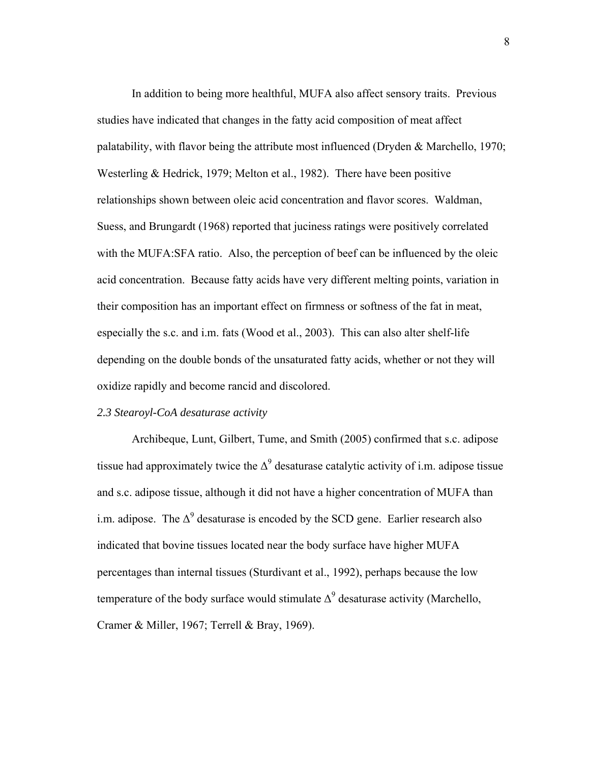In addition to being more healthful, MUFA also affect sensory traits. Previous studies have indicated that changes in the fatty acid composition of meat affect palatability, with flavor being the attribute most influenced (Dryden & Marchello, 1970; Westerling & Hedrick, 1979; Melton et al., 1982). There have been positive relationships shown between oleic acid concentration and flavor scores. Waldman, Suess, and Brungardt (1968) reported that juciness ratings were positively correlated with the MUFA:SFA ratio. Also, the perception of beef can be influenced by the oleic acid concentration. Because fatty acids have very different melting points, variation in their composition has an important effect on firmness or softness of the fat in meat, especially the s.c. and i.m. fats (Wood et al., 2003). This can also alter shelf-life depending on the double bonds of the unsaturated fatty acids, whether or not they will oxidize rapidly and become rancid and discolored.

### *2.3 Stearoyl-CoA desaturase activity*

Archibeque, Lunt, Gilbert, Tume, and Smith (2005) confirmed that s.c. adipose tissue had approximately twice the $\Delta^9$ desaturase catalytic activity of i.m. adipose tissue and s.c. adipose tissue, although it did not have a higher concentration of MUFA than i.m. adipose. The $\Delta^9$ desaturase is encoded by the SCD gene. Earlier research also indicated that bovine tissues located near the body surface have higher MUFA percentages than internal tissues (Sturdivant et al., 1992), perhaps because the low temperature of the body surface would stimulate $\Delta^9$ desaturase activity (Marchello, Cramer & Miller, 1967; Terrell & Bray, 1969).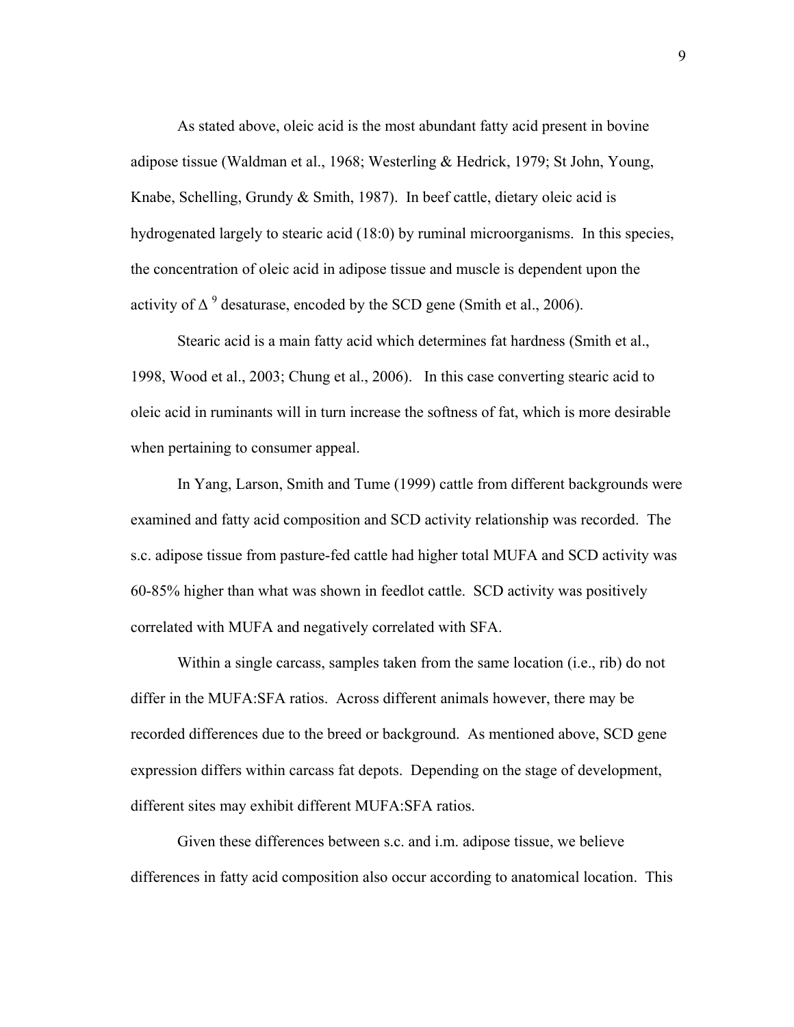As stated above, oleic acid is the most abundant fatty acid present in bovine adipose tissue (Waldman et al., 1968; Westerling & Hedrick, 1979; St John, Young, Knabe, Schelling, Grundy & Smith, 1987). In beef cattle, dietary oleic acid is hydrogenated largely to stearic acid (18:0) by ruminal microorganisms. In this species, the concentration of oleic acid in adipose tissue and muscle is dependent upon the activity of $\Delta^9$ desaturase, encoded by the SCD gene (Smith et al., 2006).

Stearic acid is a main fatty acid which determines fat hardness (Smith et al., 1998, Wood et al., 2003; Chung et al., 2006). In this case converting stearic acid to oleic acid in ruminants will in turn increase the softness of fat, which is more desirable when pertaining to consumer appeal.

In Yang, Larson, Smith and Tume (1999) cattle from different backgrounds were examined and fatty acid composition and SCD activity relationship was recorded. The s.c. adipose tissue from pasture-fed cattle had higher total MUFA and SCD activity was 60-85% higher than what was shown in feedlot cattle. SCD activity was positively correlated with MUFA and negatively correlated with SFA.

Within a single carcass, samples taken from the same location (i.e., rib) do not differ in the MUFA:SFA ratios. Across different animals however, there may be recorded differences due to the breed or background. As mentioned above, SCD gene expression differs within carcass fat depots. Depending on the stage of development, different sites may exhibit different MUFA:SFA ratios.

Given these differences between s.c. and i.m. adipose tissue, we believe differences in fatty acid composition also occur according to anatomical location. This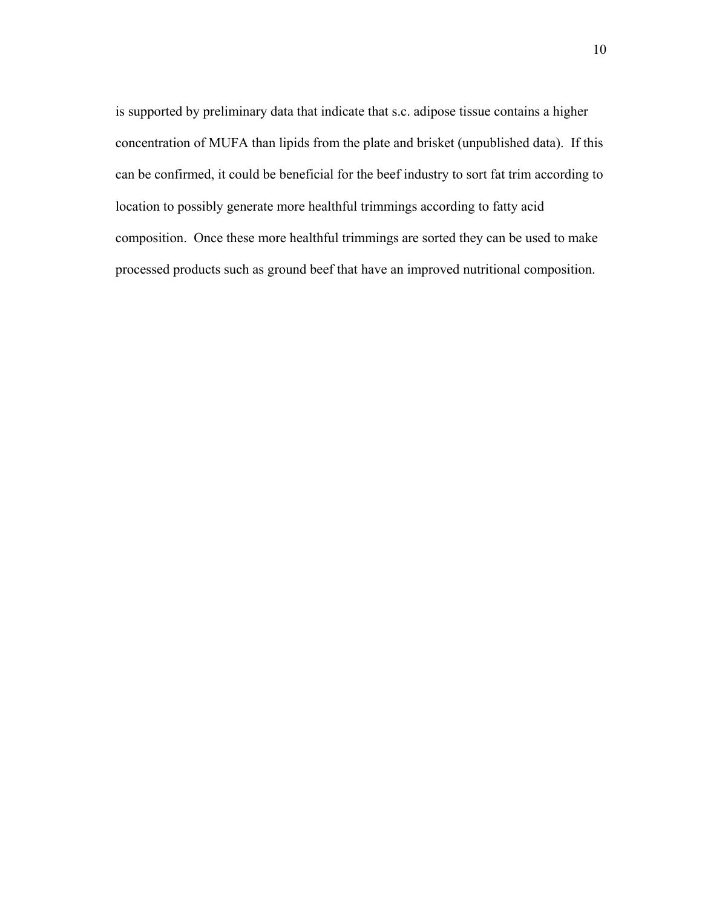is supported by preliminary data that indicate that s.c. adipose tissue contains a higher concentration of MUFA than lipids from the plate and brisket (unpublished data). If this can be confirmed, it could be beneficial for the beef industry to sort fat trim according to location to possibly generate more healthful trimmings according to fatty acid composition. Once these more healthful trimmings are sorted they can be used to make processed products such as ground beef that have an improved nutritional composition.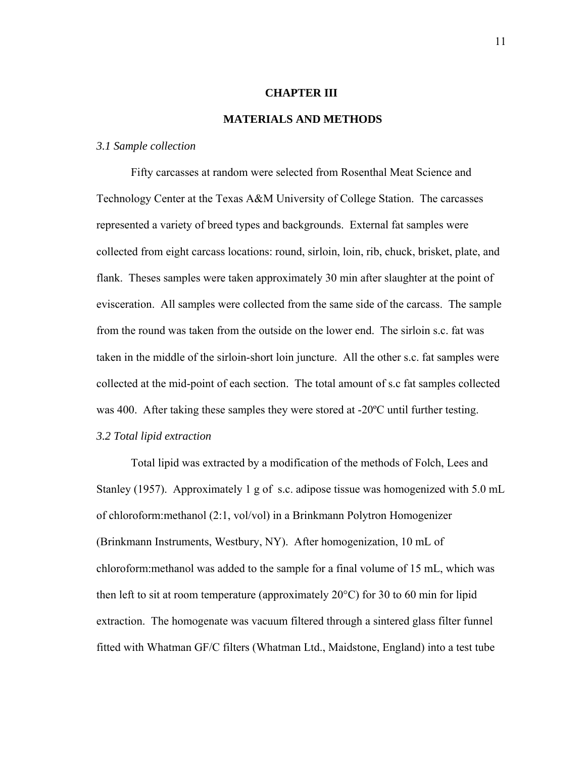# CHAPTER III

# MATERIALS AND METHODS

*3.1 Sample collection*

Fifty carcasses at random were selected from Rosenthal Meat Science and Technology Center at the Texas A&M University of College Station. The carcasses represented a variety of breed types and backgrounds. External fat samples were collected from eight carcass locations: round, sirloin, loin, rib, chuck, brisket, plate, and flank. Theses samples were taken approximately 30 min after slaughter at the point of evisceration. All samples were collected from the same side of the carcass. The sample from the round was taken from the outside on the lower end. The sirloin s.c. fat was taken in the middle of the sirloin-short loin juncture. All the other s.c. fat samples were collected at the mid-point of each section. The total amount of s.c fat samples collected was 400. After taking these samples they were stored at -20ºC until further testing.

*3.2 Total lipid extraction*

Total lipid was extracted by a modification of the methods of Folch, Lees and Stanley (1957). Approximately 1 g of s.c. adipose tissue was homogenized with 5.0 mL of chloroform:methanol (2:1, vol/vol) in a Brinkmann Polytron Homogenizer (Brinkmann Instruments, Westbury, NY). After homogenization, 10 mL of chloroform:methanol was added to the sample for a final volume of 15 mL, which was then left to sit at room temperature (approximately 20°C) for 30 to 60 min for lipid extraction. The homogenate was vacuum filtered through a sintered glass filter funnel fitted with Whatman GF/C filters (Whatman Ltd., Maidstone, England) into a test tube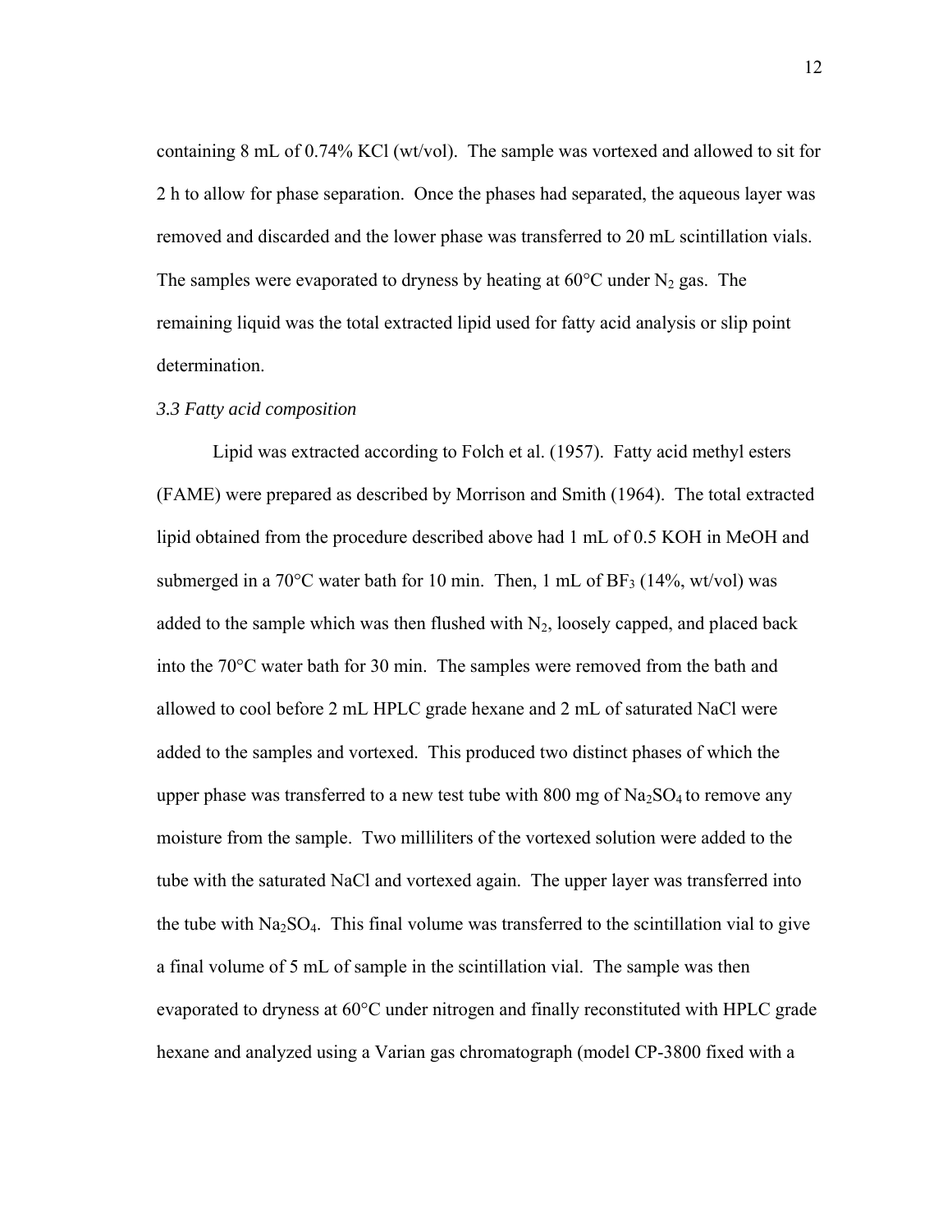containing 8 mL of 0.74% KCl (wt/vol). The sample was vortexed and allowed to sit for 2 h to allow for phase separation. Once the phases had separated, the aqueous layer was removed and discarded and the lower phase was transferred to 20 mL scintillation vials. The samples were evaporated to dryness by heating at 60°C under $N_2$ gas. The remaining liquid was the total extracted lipid used for fatty acid analysis or slip point determination.

### *3.3 Fatty acid composition*

Lipid was extracted according to Folch et al. (1957). Fatty acid methyl esters (FAME) were prepared as described by Morrison and Smith (1964). The total extracted lipid obtained from the procedure described above had 1 mL of 0.5 KOH in MeOH and submerged in a 70°C water bath for 10 min. Then, 1 mL of $BF_3$ (14%, wt/vol) was added to the sample which was then flushed with $N_2$, loosely capped, and placed back into the 70°C water bath for 30 min. The samples were removed from the bath and allowed to cool before 2 mL HPLC grade hexane and 2 mL of saturated NaCl were added to the samples and vortexed. This produced two distinct phases of which the upper phase was transferred to a new test tube with 800 mg of $Na_2SO_4$ to remove any moisture from the sample. Two milliliters of the vortexed solution were added to the tube with the saturated NaCl and vortexed again. The upper layer was transferred into the tube with $Na_2SO_4$. This final volume was transferred to the scintillation vial to give a final volume of 5 mL of sample in the scintillation vial. The sample was then evaporated to dryness at 60°C under nitrogen and finally reconstituted with HPLC grade hexane and analyzed using a Varian gas chromatograph (model CP-3800 fixed with a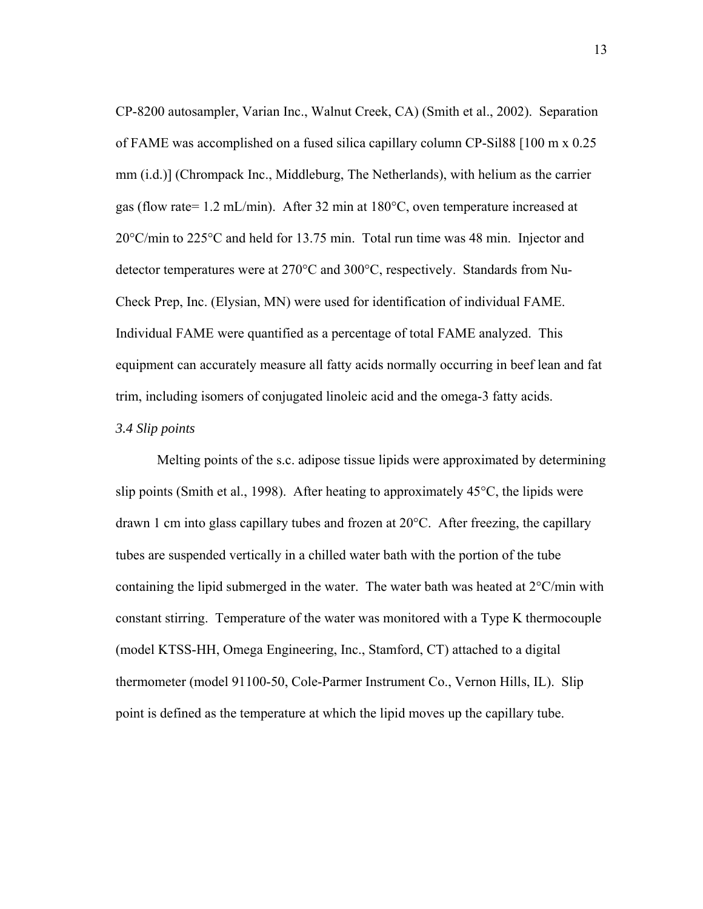CP-8200 autosampler, Varian Inc., Walnut Creek, CA) (Smith et al., 2002). Separation of FAME was accomplished on a fused silica capillary column CP-Sil88 [100 m x 0.25 mm (i.d.)] (Chrompack Inc., Middleburg, The Netherlands), with helium as the carrier gas (flow rate= 1.2 mL/min). After 32 min at 180°C, oven temperature increased at 20°C/min to 225°C and held for 13.75 min. Total run time was 48 min. Injector and detector temperatures were at 270°C and 300°C, respectively. Standards from Nu-Check Prep, Inc. (Elysian, MN) were used for identification of individual FAME. Individual FAME were quantified as a percentage of total FAME analyzed. This equipment can accurately measure all fatty acids normally occurring in beef lean and fat trim, including isomers of conjugated linoleic acid and the omega-3 fatty acids.

*3.4 Slip points*

Melting points of the s.c. adipose tissue lipids were approximated by determining slip points (Smith et al., 1998). After heating to approximately 45°C, the lipids were drawn 1 cm into glass capillary tubes and frozen at 20°C. After freezing, the capillary tubes are suspended vertically in a chilled water bath with the portion of the tube containing the lipid submerged in the water. The water bath was heated at 2°C/min with constant stirring. Temperature of the water was monitored with a Type K thermocouple (model KTSS-HH, Omega Engineering, Inc., Stamford, CT) attached to a digital thermometer (model 91100-50, Cole-Parmer Instrument Co., Vernon Hills, IL). Slip point is defined as the temperature at which the lipid moves up the capillary tube.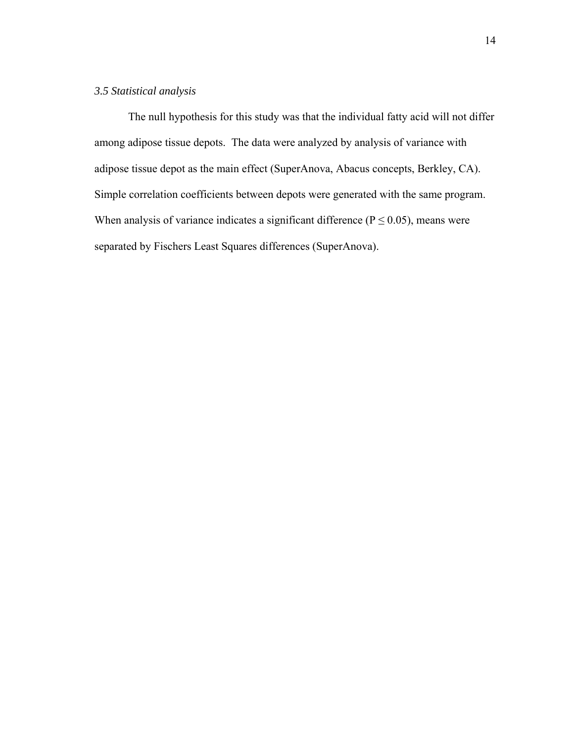### *3.5 Statistical analysis*

The null hypothesis for this study was that the individual fatty acid will not differ among adipose tissue depots. The data were analyzed by analysis of variance with adipose tissue depot as the main effect (SuperAnova, Abacus concepts, Berkley, CA). Simple correlation coefficients between depots were generated with the same program. When analysis of variance indicates a significant difference ($P \leq 0.05$), means were separated by Fischers Least Squares differences (SuperAnova).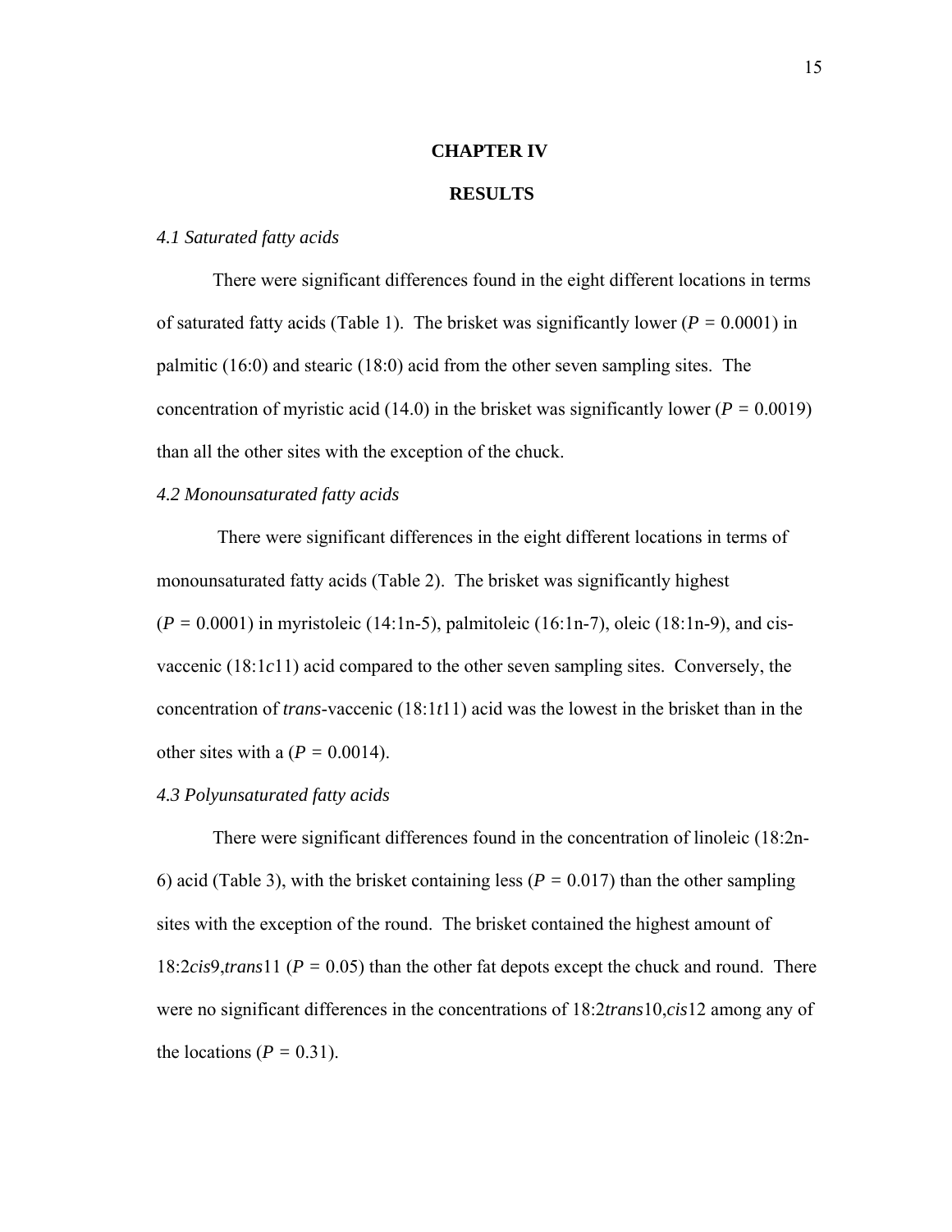# CHAPTER IV

# RESULTS

### *4.1 Saturated fatty acids*

There were significant differences found in the eight different locations in terms of saturated fatty acids (Table 1). The brisket was significantly lower ($P = 0.0001$) in palmitic (16:0) and stearic (18:0) acid from the other seven sampling sites. The concentration of myristic acid (14.0) in the brisket was significantly lower ($P = 0.0019$) than all the other sites with the exception of the chuck.

### *4.2 Monounsaturated fatty acids*

There were significant differences in the eight different locations in terms of monounsaturated fatty acids (Table 2). The brisket was significantly highest ($P = 0.0001$) in myristoleic (14:1n-5), palmitoleic (16:1n-7), oleic (18:1n-9), and cis-vaccenic (18:1*c*11) acid compared to the other seven sampling sites. Conversely, the concentration of ***trans***-vaccenic (18:1*t*11) acid was the lowest in the brisket than in the other sites with a ($P = 0.0014$).

### *4.3 Polyunsaturated fatty acids*

There were significant differences found in the concentration of linoleic (18:2n-6) acid (Table 3), with the brisket containing less ($P = 0.017$) than the other sampling sites with the exception of the round. The brisket contained the highest amount of 18:2***cis***9,***trans***11 ($P = 0.05$) than the other fat depots except the chuck and round. There were no significant differences in the concentrations of 18:2***trans***10,***cis***12 among any of the locations ($P = 0.31$).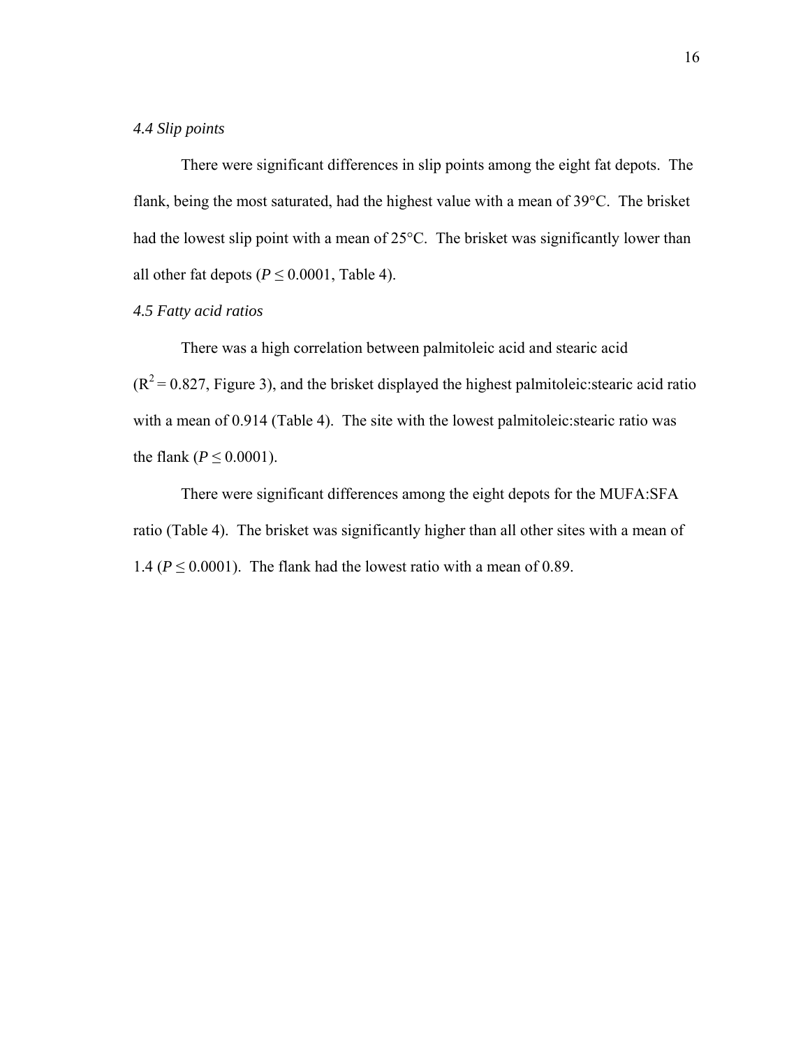*4.4 Slip points*

There were significant differences in slip points among the eight fat depots. The flank, being the most saturated, had the highest value with a mean of 39°C. The brisket had the lowest slip point with a mean of 25°C. The brisket was significantly lower than all other fat depots ($P \leq 0.0001$, Table 4).

*4.5 Fatty acid ratios*

There was a high correlation between palmitoleic acid and stearic acid ($R^2 = 0.827$, Figure 3), and the brisket displayed the highest palmitoleic:stearic acid ratio with a mean of 0.914 (Table 4). The site with the lowest palmitoleic:stearic ratio was the flank ($P \leq 0.0001$).

There were significant differences among the eight depots for the MUFA:SFA ratio (Table 4). The brisket was significantly higher than all other sites with a mean of 1.4 ($P \leq 0.0001$). The flank had the lowest ratio with a mean of 0.89.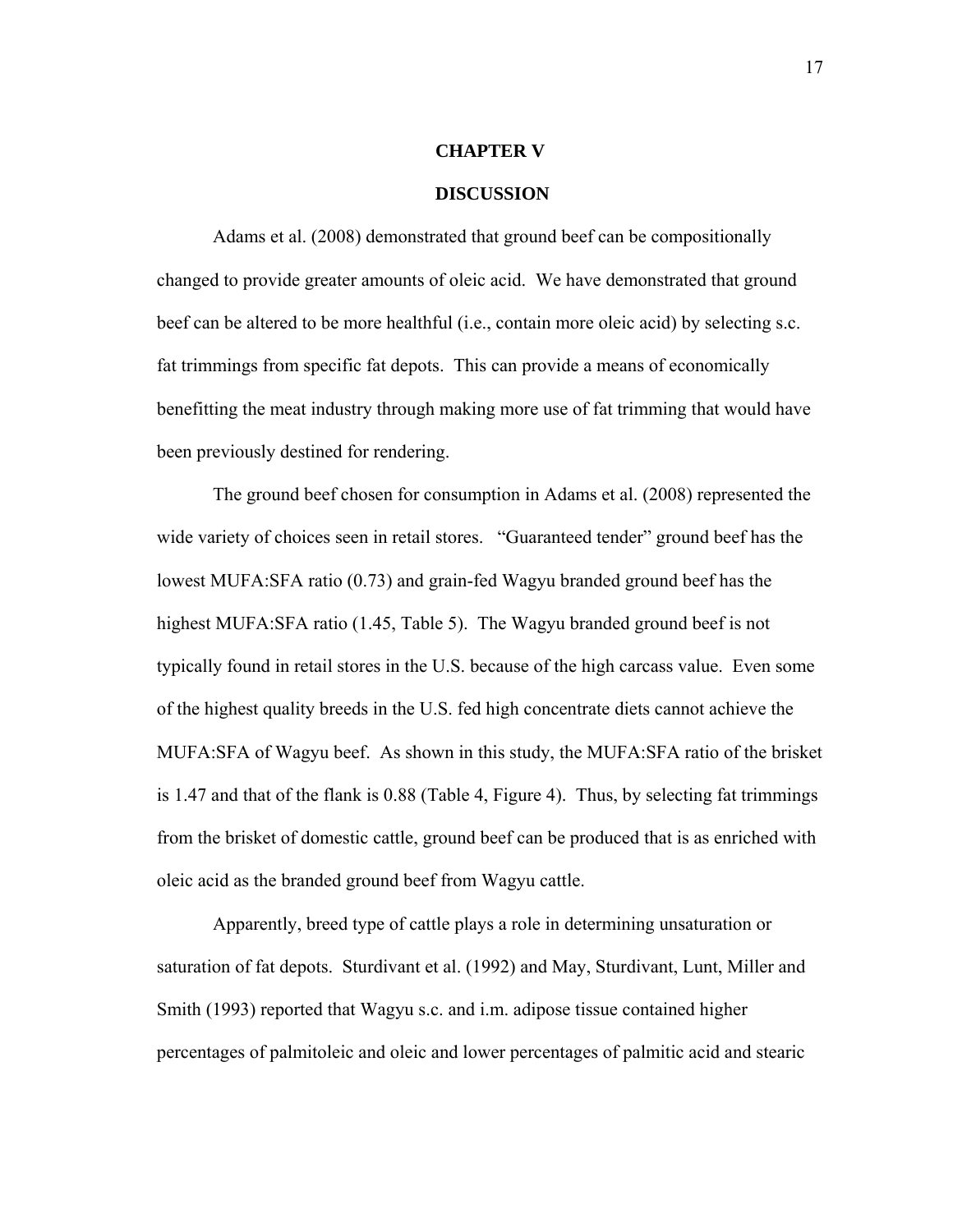# CHAPTER V

# DISCUSSION

Adams et al. (2008) demonstrated that ground beef can be compositionally changed to provide greater amounts of oleic acid. We have demonstrated that ground beef can be altered to be more healthful (i.e., contain more oleic acid) by selecting s.c. fat trimmings from specific fat depots. This can provide a means of economically benefitting the meat industry through making more use of fat trimming that would have been previously destined for rendering.

The ground beef chosen for consumption in Adams et al. (2008) represented the wide variety of choices seen in retail stores. "Guaranteed tender" ground beef has the lowest MUFA:SFA ratio (0.73) and grain-fed Wagyu branded ground beef has the highest MUFA:SFA ratio (1.45, Table 5). The Wagyu branded ground beef is not typically found in retail stores in the U.S. because of the high carcass value. Even some of the highest quality breeds in the U.S. fed high concentrate diets cannot achieve the MUFA:SFA of Wagyu beef. As shown in this study, the MUFA:SFA ratio of the brisket is 1.47 and that of the flank is 0.88 (Table 4, Figure 4). Thus, by selecting fat trimmings from the brisket of domestic cattle, ground beef can be produced that is as enriched with oleic acid as the branded ground beef from Wagyu cattle.

Apparently, breed type of cattle plays a role in determining unsaturation or saturation of fat depots. Sturdivant et al. (1992) and May, Sturdivant, Lunt, Miller and Smith (1993) reported that Wagyu s.c. and i.m. adipose tissue contained higher percentages of palmitoleic and oleic and lower percentages of palmitic acid and stearic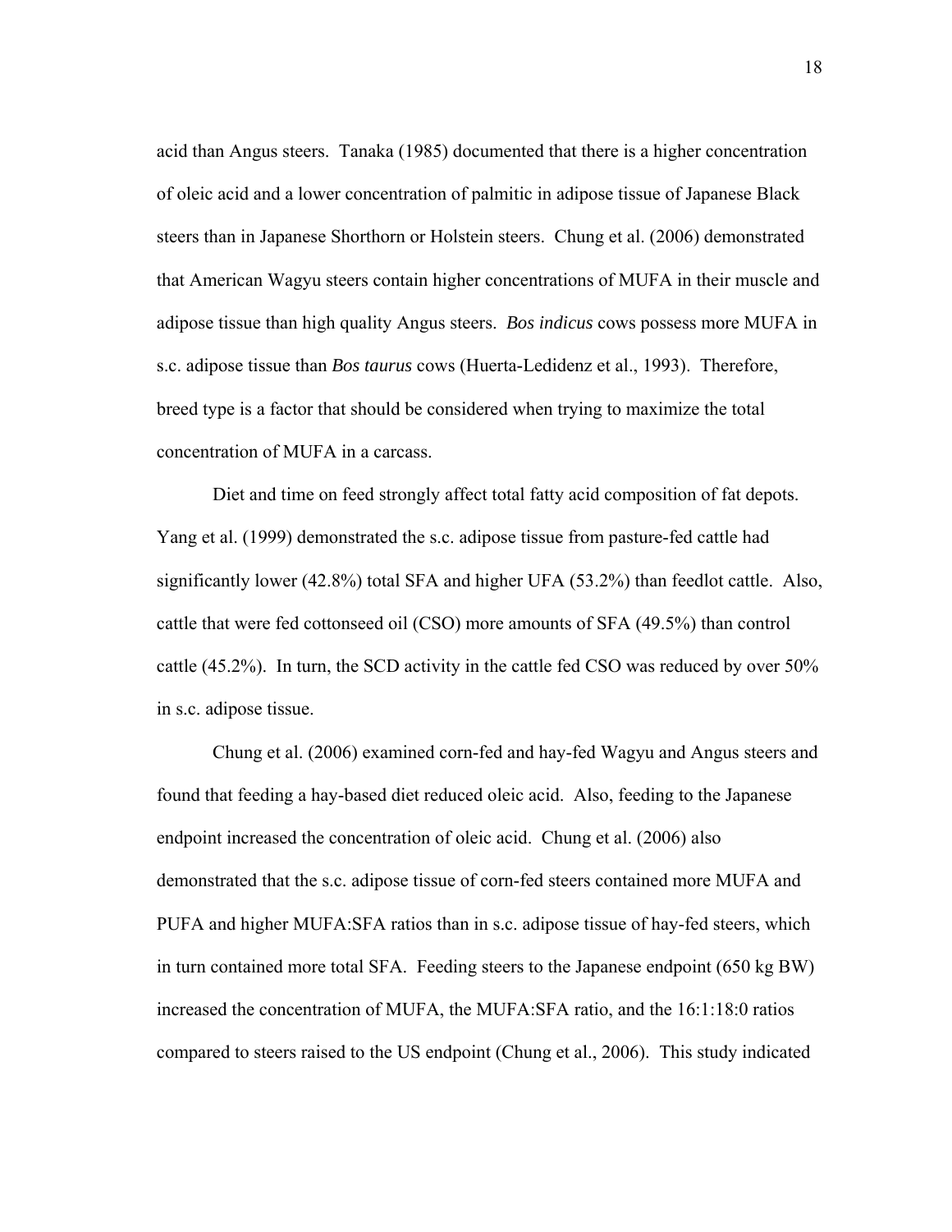acid than Angus steers. Tanaka (1985) documented that there is a higher concentration of oleic acid and a lower concentration of palmitic in adipose tissue of Japanese Black steers than in Japanese Shorthorn or Holstein steers. Chung et al. (2006) demonstrated that American Wagyu steers contain higher concentrations of MUFA in their muscle and adipose tissue than high quality Angus steers. *Bos indicus* cows possess more MUFA in s.c. adipose tissue than *Bos taurus* cows (Huerta-Ledidenz et al., 1993). Therefore, breed type is a factor that should be considered when trying to maximize the total concentration of MUFA in a carcass.

Diet and time on feed strongly affect total fatty acid composition of fat depots. Yang et al. (1999) demonstrated the s.c. adipose tissue from pasture-fed cattle had significantly lower (42.8%) total SFA and higher UFA (53.2%) than feedlot cattle. Also, cattle that were fed cottonseed oil (CSO) more amounts of SFA (49.5%) than control cattle (45.2%). In turn, the SCD activity in the cattle fed CSO was reduced by over 50% in s.c. adipose tissue.

Chung et al. (2006) examined corn-fed and hay-fed Wagyu and Angus steers and found that feeding a hay-based diet reduced oleic acid. Also, feeding to the Japanese endpoint increased the concentration of oleic acid. Chung et al. (2006) also demonstrated that the s.c. adipose tissue of corn-fed steers contained more MUFA and PUFA and higher MUFA:SFA ratios than in s.c. adipose tissue of hay-fed steers, which in turn contained more total SFA. Feeding steers to the Japanese endpoint (650 kg BW) increased the concentration of MUFA, the MUFA:SFA ratio, and the 16:1:18:0 ratios compared to steers raised to the US endpoint (Chung et al., 2006). This study indicated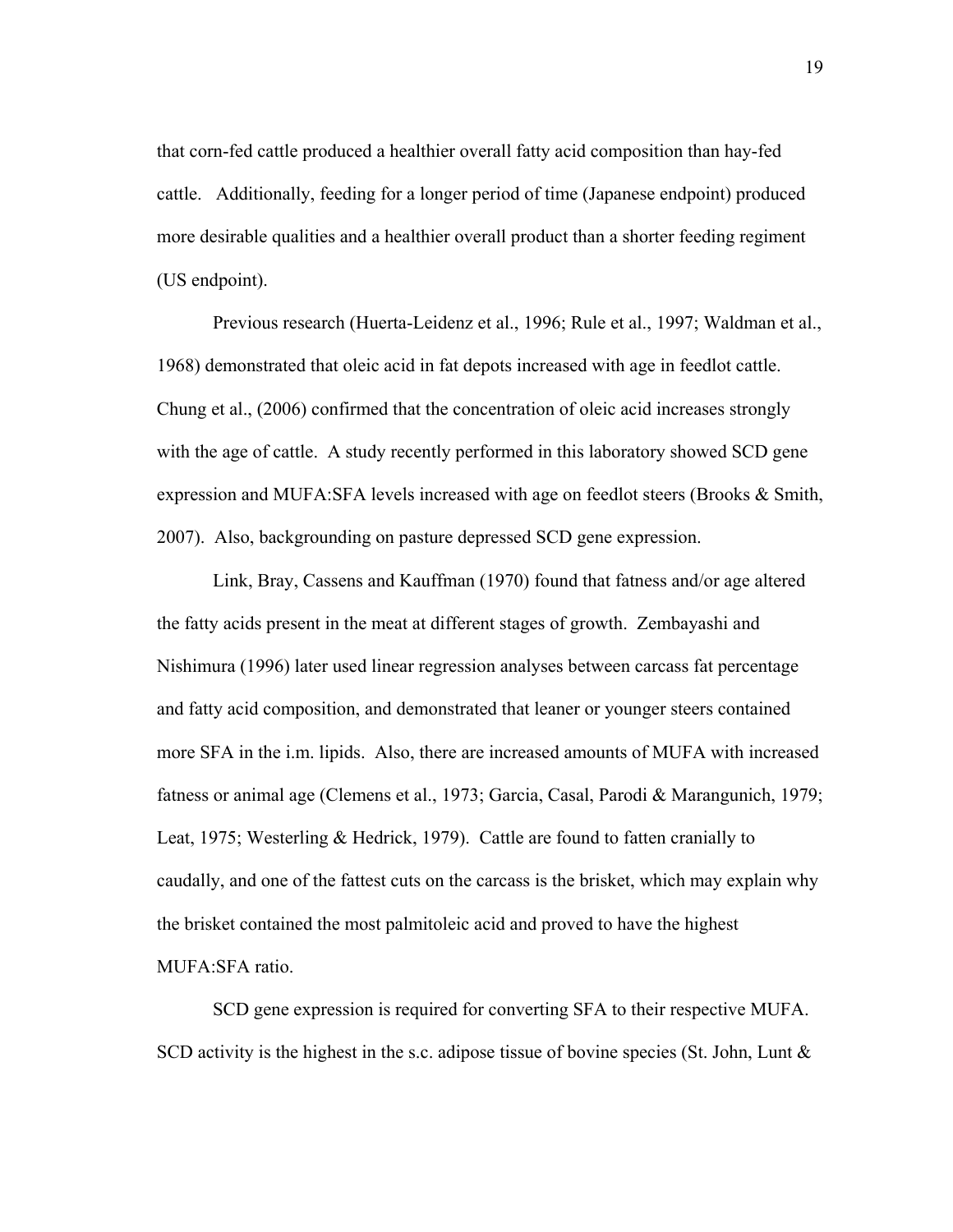that corn-fed cattle produced a healthier overall fatty acid composition than hay-fed cattle. Additionally, feeding for a longer period of time (Japanese endpoint) produced more desirable qualities and a healthier overall product than a shorter feeding regiment (US endpoint).

Previous research (Huerta-Leidenz et al., 1996; Rule et al., 1997; Waldman et al., 1968) demonstrated that oleic acid in fat depots increased with age in feedlot cattle. Chung et al., (2006) confirmed that the concentration of oleic acid increases strongly with the age of cattle. A study recently performed in this laboratory showed SCD gene expression and MUFA:SFA levels increased with age on feedlot steers (Brooks & Smith, 2007). Also, backgrounding on pasture depressed SCD gene expression.

Link, Bray, Cassens and Kauffman (1970) found that fatness and/or age altered the fatty acids present in the meat at different stages of growth. Zembayashi and Nishimura (1996) later used linear regression analyses between carcass fat percentage and fatty acid composition, and demonstrated that leaner or younger steers contained more SFA in the i.m. lipids. Also, there are increased amounts of MUFA with increased fatness or animal age (Clemens et al., 1973; Garcia, Casal, Parodi & Marangunich, 1979; Leat, 1975; Westerling & Hedrick, 1979). Cattle are found to fatten cranially to caudally, and one of the fattest cuts on the carcass is the brisket, which may explain why the brisket contained the most palmitoleic acid and proved to have the highest MUFA:SFA ratio.

SCD gene expression is required for converting SFA to their respective MUFA. SCD activity is the highest in the s.c. adipose tissue of bovine species (St. John, Lunt &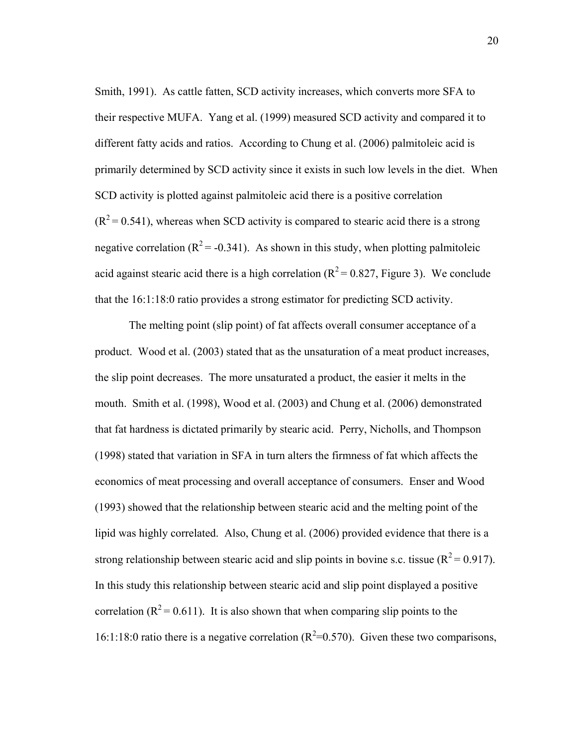Smith, 1991). As cattle fatten, SCD activity increases, which converts more SFA to their respective MUFA. Yang et al. (1999) measured SCD activity and compared it to different fatty acids and ratios. According to Chung et al. (2006) palmitoleic acid is primarily determined by SCD activity since it exists in such low levels in the diet. When SCD activity is plotted against palmitoleic acid there is a positive correlation ($R^2 = 0.541$), whereas when SCD activity is compared to stearic acid there is a strong negative correlation ($R^2 = -0.341$). As shown in this study, when plotting palmitoleic acid against stearic acid there is a high correlation ($R^2 = 0.827$, Figure 3). We conclude that the 16:1:18:0 ratio provides a strong estimator for predicting SCD activity.

The melting point (slip point) of fat affects overall consumer acceptance of a product. Wood et al. (2003) stated that as the unsaturation of a meat product increases, the slip point decreases. The more unsaturated a product, the easier it melts in the mouth. Smith et al. (1998), Wood et al. (2003) and Chung et al. (2006) demonstrated that fat hardness is dictated primarily by stearic acid. Perry, Nicholls, and Thompson (1998) stated that variation in SFA in turn alters the firmness of fat which affects the economics of meat processing and overall acceptance of consumers. Enser and Wood (1993) showed that the relationship between stearic acid and the melting point of the lipid was highly correlated. Also, Chung et al. (2006) provided evidence that there is a strong relationship between stearic acid and slip points in bovine s.c. tissue ($R^2 = 0.917$). In this study this relationship between stearic acid and slip point displayed a positive correlation ($R^2 = 0.611$). It is also shown that when comparing slip points to the 16:1:18:0 ratio there is a negative correlation ($R^2=0.570$). Given these two comparisons,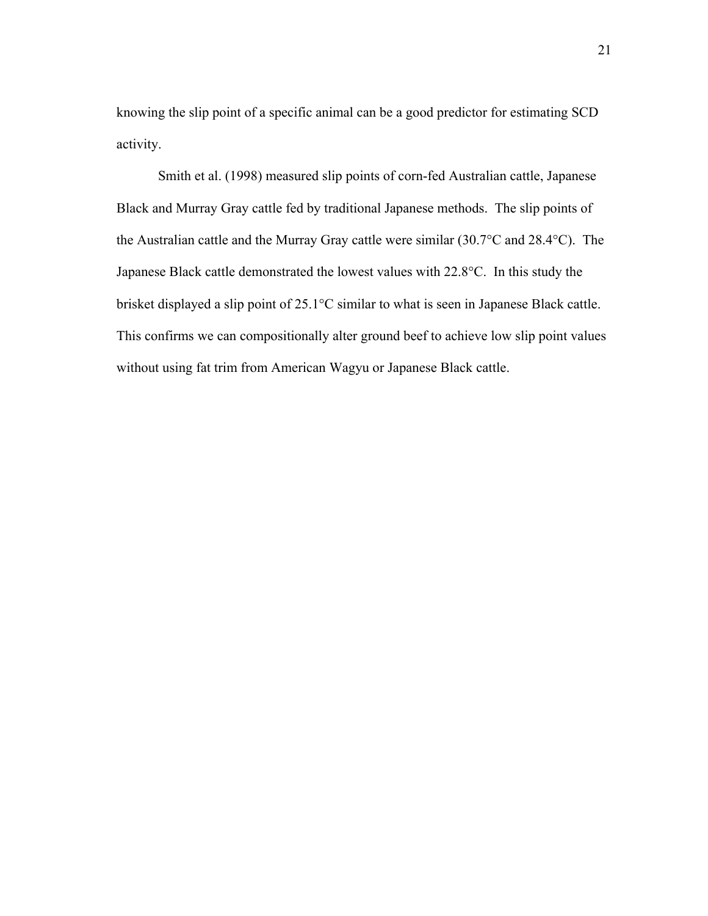knowing the slip point of a specific animal can be a good predictor for estimating SCD activity.

Smith et al. (1998) measured slip points of corn-fed Australian cattle, Japanese Black and Murray Gray cattle fed by traditional Japanese methods. The slip points of the Australian cattle and the Murray Gray cattle were similar (30.7°C and 28.4°C). The Japanese Black cattle demonstrated the lowest values with 22.8°C. In this study the brisket displayed a slip point of 25.1°C similar to what is seen in Japanese Black cattle. This confirms we can compositionally alter ground beef to achieve low slip point values without using fat trim from American Wagyu or Japanese Black cattle.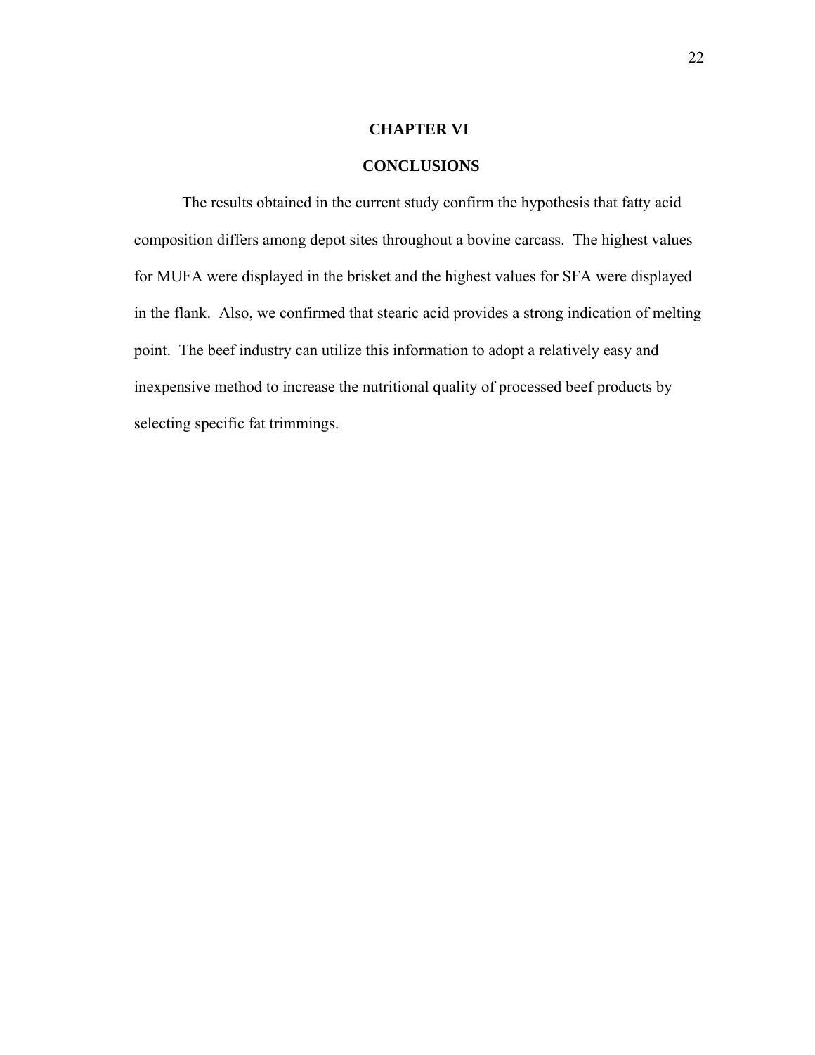# CHAPTER VI

# CONCLUSIONS

The results obtained in the current study confirm the hypothesis that fatty acid composition differs among depot sites throughout a bovine carcass. The highest values for MUFA were displayed in the brisket and the highest values for SFA were displayed in the flank. Also, we confirmed that stearic acid provides a strong indication of melting point. The beef industry can utilize this information to adopt a relatively easy and inexpensive method to increase the nutritional quality of processed beef products by selecting specific fat trimmings.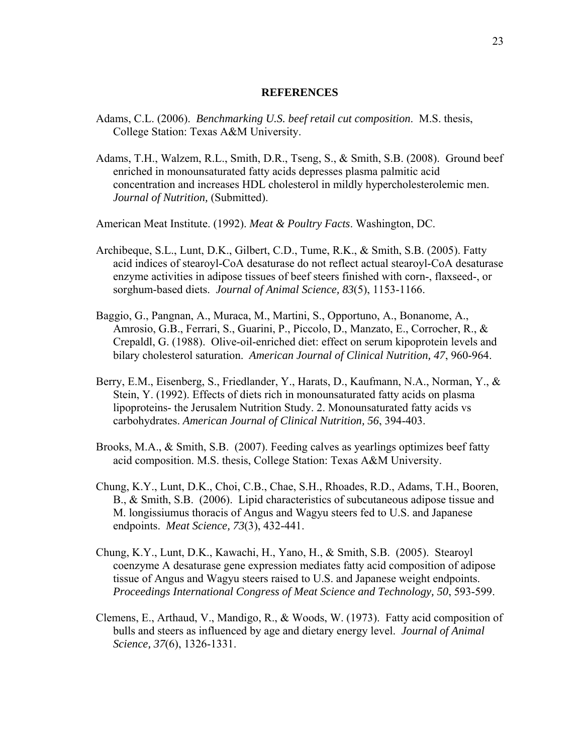## REFERENCES

Adams, C.L. (2006). *Benchmarking U.S. beef retail cut composition*. M.S. thesis, College Station: Texas A&M University.

Adams, T.H., Walzem, R.L., Smith, D.R., Tseng, S., & Smith, S.B. (2008). Ground beef enriched in monounsaturated fatty acids depresses plasma palmitic acid concentration and increases HDL cholesterol in mildly hypercholesterolemic men. *Journal of Nutrition,* (Submitted).

American Meat Institute. (1992). *Meat & Poultry Facts*. Washington, DC.

Archibeque, S.L., Lunt, D.K., Gilbert, C.D., Tume, R.K., & Smith, S.B. (2005). Fatty acid indices of stearoyl-CoA desaturase do not reflect actual stearoyl-CoA desaturase enzyme activities in adipose tissues of beef steers finished with corn-, flaxseed-, or sorghum-based diets. *Journal of Animal Science, 83*(5), 1153-1166.

Baggio, G., Pangnan, A., Muraca, M., Martini, S., Opportuno, A., Bonanome, A., Amrosio, G.B., Ferrari, S., Guarini, P., Piccolo, D., Manzato, E., Corrocher, R., & Crepaldl, G. (1988). Olive-oil-enriched diet: effect on serum kipoprotein levels and bilary cholesterol saturation. *American Journal of Clinical Nutrition, 47*, 960-964.

Berry, E.M., Eisenberg, S., Friedlander, Y., Harats, D., Kaufmann, N.A., Norman, Y., & Stein, Y. (1992). Effects of diets rich in monounsaturated fatty acids on plasma lipoproteins- the Jerusalem Nutrition Study. 2. Monounsaturated fatty acids vs carbohydrates. *American Journal of Clinical Nutrition, 56*, 394-403.

Brooks, M.A., & Smith, S.B. (2007). Feeding calves as yearlings optimizes beef fatty acid composition. M.S. thesis, College Station: Texas A&M University.

Chung, K.Y., Lunt, D.K., Choi, C.B., Chae, S.H., Rhoades, R.D., Adams, T.H., Booren, B., & Smith, S.B. (2006). Lipid characteristics of subcutaneous adipose tissue and M. longissiumus thoracis of Angus and Wagyu steers fed to U.S. and Japanese endpoints. *Meat Science, 73*(3), 432-441.

Chung, K.Y., Lunt, D.K., Kawachi, H., Yano, H., & Smith, S.B. (2005). Stearoyl coenzyme A desaturase gene expression mediates fatty acid composition of adipose tissue of Angus and Wagyu steers raised to U.S. and Japanese weight endpoints. *Proceedings International Congress of Meat Science and Technology, 50*, 593-599.

Clemens, E., Arthaud, V., Mandigo, R., & Woods, W. (1973). Fatty acid composition of bulls and steers as influenced by age and dietary energy level. *Journal of Animal Science, 37*(6), 1326-1331.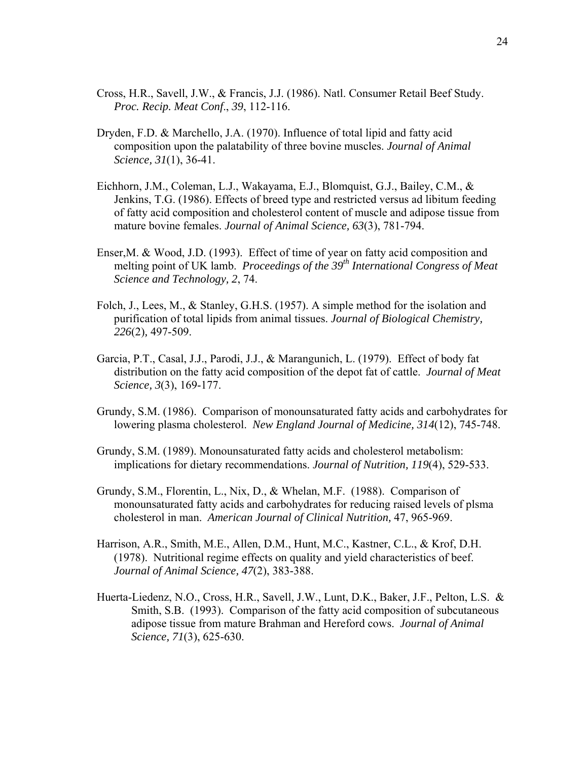Cross, H.R., Savell, J.W., & Francis, J.J. (1986). Natl. Consumer Retail Beef Study. *Proc. Recip. Meat Conf*., *39*, 112-116.

Dryden, F.D. & Marchello, J.A. (1970). Influence of total lipid and fatty acid composition upon the palatability of three bovine muscles. *Journal of Animal Science, 31*(1), 36-41.

Eichhorn, J.M., Coleman, L.J., Wakayama, E.J., Blomquist, G.J., Bailey, C.M., & Jenkins, T.G. (1986). Effects of breed type and restricted versus ad libitum feeding of fatty acid composition and cholesterol content of muscle and adipose tissue from mature bovine females. *Journal of Animal Science, 63*(3), 781-794.

Enser,M. & Wood, J.D. (1993). Effect of time of year on fatty acid composition and melting point of UK lamb. *Proceedings of the 39th International Congress of Meat Science and Technology, 2*, 74.

Folch, J., Lees, M., & Stanley, G.H.S. (1957). A simple method for the isolation and purification of total lipids from animal tissues. *Journal of Biological Chemistry, 226*(2), 497-509.

Garcia, P.T., Casal, J.J., Parodi, J.J., & Marangunich, L. (1979). Effect of body fat distribution on the fatty acid composition of the depot fat of cattle. *Journal of Meat Science, 3*(3), 169-177.

Grundy, S.M. (1986). Comparison of monounsaturated fatty acids and carbohydrates for lowering plasma cholesterol. *New England Journal of Medicine, 314*(12), 745-748.

Grundy, S.M. (1989). Monounsaturated fatty acids and cholesterol metabolism: implications for dietary recommendations. *Journal of Nutrition, 119*(4), 529-533.

Grundy, S.M., Florentin, L., Nix, D., & Whelan, M.F. (1988). Comparison of monounsaturated fatty acids and carbohydrates for reducing raised levels of plsma cholesterol in man. *American Journal of Clinical Nutrition,* 47, 965-969.

Harrison, A.R., Smith, M.E., Allen, D.M., Hunt, M.C., Kastner, C.L., & Krof, D.H. (1978). Nutritional regime effects on quality and yield characteristics of beef. *Journal of Animal Science, 47*(2), 383-388.

Huerta-Liedenz, N.O., Cross, H.R., Savell, J.W., Lunt, D.K., Baker, J.F., Pelton, L.S. & Smith, S.B. (1993). Comparison of the fatty acid composition of subcutaneous adipose tissue from mature Brahman and Hereford cows. *Journal of Animal Science, 71*(3), 625-630.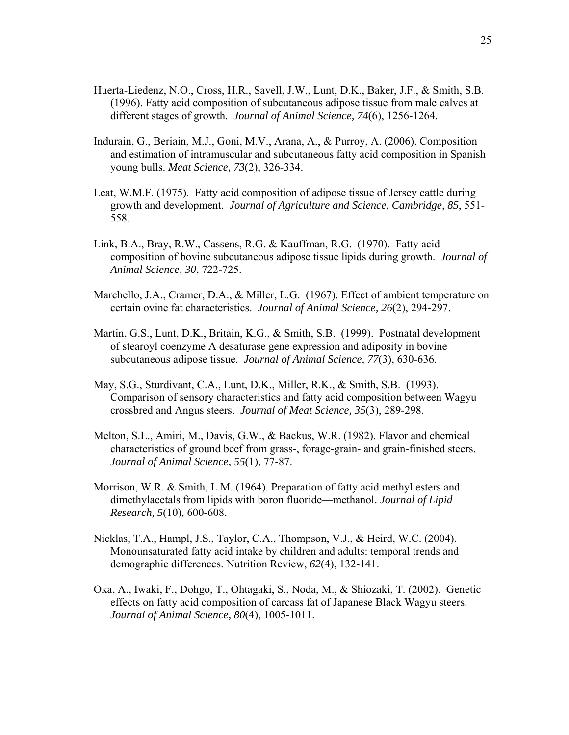Huerta-Liedenz, N.O., Cross, H.R., Savell, J.W., Lunt, D.K., Baker, J.F., & Smith, S.B. (1996). Fatty acid composition of subcutaneous adipose tissue from male calves at different stages of growth. *Journal of Animal Science, 74*(6), 1256-1264.

Indurain, G., Beriain, M.J., Goni, M.V., Arana, A., & Purroy, A. (2006). Composition and estimation of intramuscular and subcutaneous fatty acid composition in Spanish young bulls. *Meat Science, 73*(2), 326-334.

Leat, W.M.F. (1975). Fatty acid composition of adipose tissue of Jersey cattle during growth and development. *Journal of Agriculture and Science, Cambridge, 85*, 551-558.

Link, B.A., Bray, R.W., Cassens, R.G. & Kauffman, R.G. (1970). Fatty acid composition of bovine subcutaneous adipose tissue lipids during growth. *Journal of Animal Science, 30*, 722-725.

Marchello, J.A., Cramer, D.A., & Miller, L.G. (1967). Effect of ambient temperature on certain ovine fat characteristics. *Journal of Animal Science, 26*(2), 294-297.

Martin, G.S., Lunt, D.K., Britain, K.G., & Smith, S.B. (1999). Postnatal development of stearoyl coenzyme A desaturase gene expression and adiposity in bovine subcutaneous adipose tissue. *Journal of Animal Science, 77*(3), 630-636.

May, S.G., Sturdivant, C.A., Lunt, D.K., Miller, R.K., & Smith, S.B. (1993). Comparison of sensory characteristics and fatty acid composition between Wagyu crossbred and Angus steers. *Journal of Meat Science, 35*(3), 289-298.

Melton, S.L., Amiri, M., Davis, G.W., & Backus, W.R. (1982). Flavor and chemical characteristics of ground beef from grass-, forage-grain- and grain-finished steers. *Journal of Animal Science, 55*(1), 77-87.

Morrison, W.R. & Smith, L.M. (1964). Preparation of fatty acid methyl esters and dimethylacetals from lipids with boron fluoride—methanol. *Journal of Lipid Research, 5*(10), 600-608.

Nicklas, T.A., Hampl, J.S., Taylor, C.A., Thompson, V.J., & Heird, W.C. (2004). Monounsaturated fatty acid intake by children and adults: temporal trends and demographic differences. Nutrition Review, *62*(4), 132-141.

Oka, A., Iwaki, F., Dohgo, T., Ohtagaki, S., Noda, M., & Shiozaki, T. (2002). Genetic effects on fatty acid composition of carcass fat of Japanese Black Wagyu steers. *Journal of Animal Science, 80*(4), 1005-1011.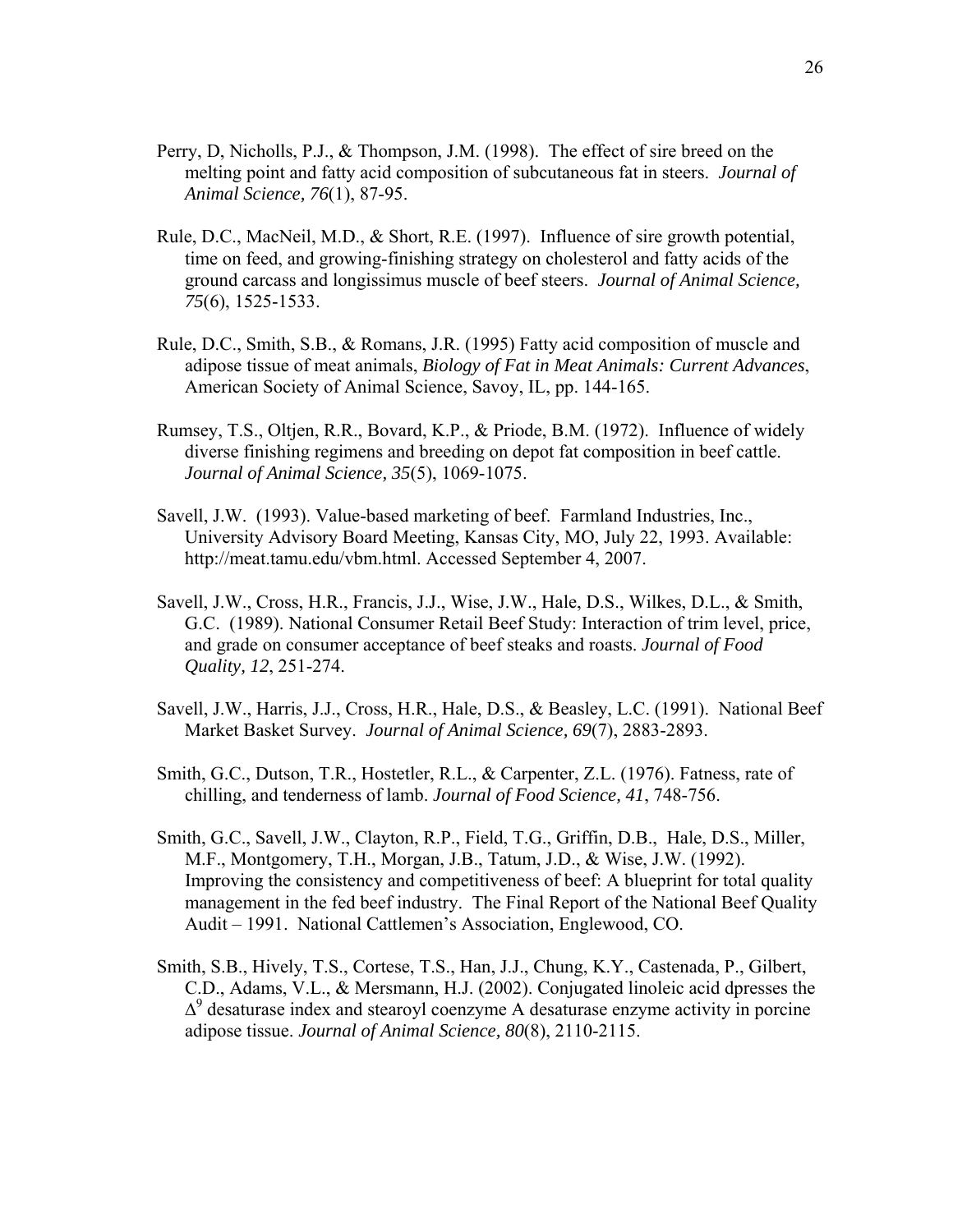Perry, D, Nicholls, P.J., & Thompson, J.M. (1998). The effect of sire breed on the melting point and fatty acid composition of subcutaneous fat in steers. *Journal of Animal Science, 76*(1), 87-95.

Rule, D.C., MacNeil, M.D., & Short, R.E. (1997). Influence of sire growth potential, time on feed, and growing-finishing strategy on cholesterol and fatty acids of the ground carcass and longissimus muscle of beef steers. *Journal of Animal Science, 75*(6), 1525-1533.

Rule, D.C., Smith, S.B., & Romans, J.R. (1995) Fatty acid composition of muscle and adipose tissue of meat animals, *Biology of Fat in Meat Animals: Current Advances*, American Society of Animal Science, Savoy, IL, pp. 144-165.

Rumsey, T.S., Oltjen, R.R., Bovard, K.P., & Priode, B.M. (1972). Influence of widely diverse finishing regimens and breeding on depot fat composition in beef cattle. *Journal of Animal Science, 35*(5), 1069-1075.

Savell, J.W. (1993). Value-based marketing of beef. Farmland Industries, Inc., University Advisory Board Meeting, Kansas City, MO, July 22, 1993. Available: http://meat.tamu.edu/vbm.html. Accessed September 4, 2007.

Savell, J.W., Cross, H.R., Francis, J.J., Wise, J.W., Hale, D.S., Wilkes, D.L., & Smith, G.C. (1989). National Consumer Retail Beef Study: Interaction of trim level, price, and grade on consumer acceptance of beef steaks and roasts. *Journal of Food Quality, 12*, 251-274.

Savell, J.W., Harris, J.J., Cross, H.R., Hale, D.S., & Beasley, L.C. (1991). National Beef Market Basket Survey. *Journal of Animal Science, 69*(7), 2883-2893.

Smith, G.C., Dutson, T.R., Hostetler, R.L., & Carpenter, Z.L. (1976). Fatness, rate of chilling, and tenderness of lamb. *Journal of Food Science, 41*, 748-756.

Smith, G.C., Savell, J.W., Clayton, R.P., Field, T.G., Griffin, D.B., Hale, D.S., Miller, M.F., Montgomery, T.H., Morgan, J.B., Tatum, J.D., & Wise, J.W. (1992). Improving the consistency and competitiveness of beef: A blueprint for total quality management in the fed beef industry. The Final Report of the National Beef Quality Audit – 1991. National Cattlemen's Association, Englewood, CO.

Smith, S.B., Hively, T.S., Cortese, T.S., Han, J.J., Chung, K.Y., Castenada, P., Gilbert, C.D., Adams, V.L., & Mersmann, H.J. (2002). Conjugated linoleic acid dpresses the $\Delta^9$ desaturase index and stearoyl coenzyme A desaturase enzyme activity in porcine adipose tissue. *Journal of Animal Science, 80*(8), 2110-2115.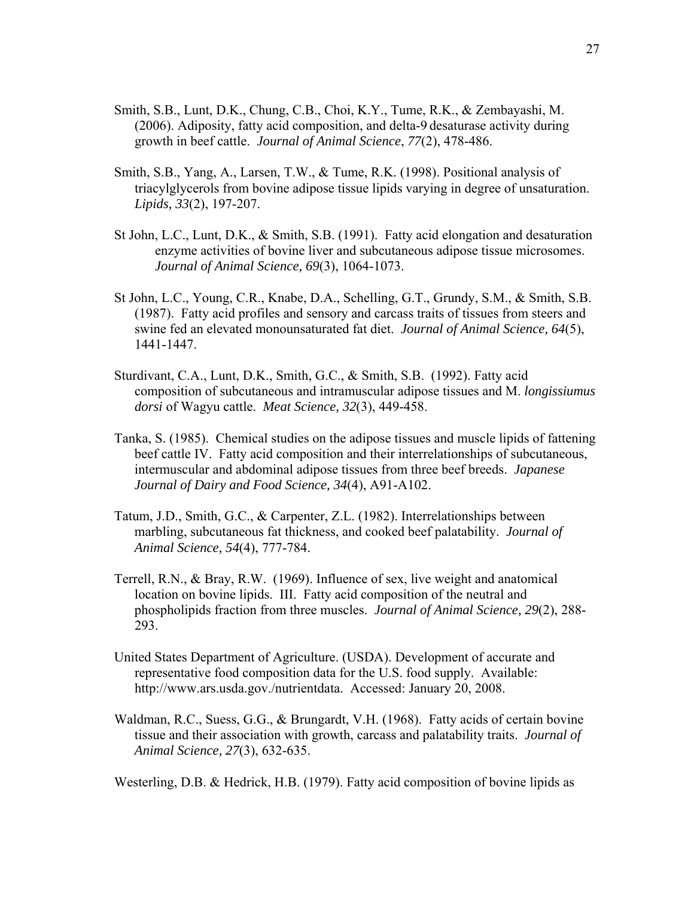Smith, S.B., Lunt, D.K., Chung, C.B., Choi, K.Y., Tume, R.K., & Zembayashi, M. (2006). Adiposity, fatty acid composition, and delta-9 desaturase activity during growth in beef cattle. *Journal of Animal Science*, *77*(2), 478-486.

Smith, S.B., Yang, A., Larsen, T.W., & Tume, R.K. (1998). Positional analysis of triacylglycerols from bovine adipose tissue lipids varying in degree of unsaturation. *Lipids, 33*(2), 197-207.

St John, L.C., Lunt, D.K., & Smith, S.B. (1991). Fatty acid elongation and desaturation enzyme activities of bovine liver and subcutaneous adipose tissue microsomes. *Journal of Animal Science, 69*(3), 1064-1073.

St John, L.C., Young, C.R., Knabe, D.A., Schelling, G.T., Grundy, S.M., & Smith, S.B. (1987). Fatty acid profiles and sensory and carcass traits of tissues from steers and swine fed an elevated monounsaturated fat diet. *Journal of Animal Science, 64*(5), 1441-1447.

Sturdivant, C.A., Lunt, D.K., Smith, G.C., & Smith, S.B. (1992). Fatty acid composition of subcutaneous and intramuscular adipose tissues and M. *longissiumus dorsi* of Wagyu cattle. *Meat Science, 32*(3), 449-458.

Tanka, S. (1985). Chemical studies on the adipose tissues and muscle lipids of fattening beef cattle IV. Fatty acid composition and their interrelationships of subcutaneous, intermuscular and abdominal adipose tissues from three beef breeds. *Japanese Journal of Dairy and Food Science, 34*(4), A91-A102.

Tatum, J.D., Smith, G.C., & Carpenter, Z.L. (1982). Interrelationships between marbling, subcutaneous fat thickness, and cooked beef palatability. *Journal of Animal Science, 54*(4), 777-784.

Terrell, R.N., & Bray, R.W. (1969). Influence of sex, live weight and anatomical location on bovine lipids. III. Fatty acid composition of the neutral and phospholipids fraction from three muscles. *Journal of Animal Science, 29*(2), 288-293.

United States Department of Agriculture. (USDA). Development of accurate and representative food composition data for the U.S. food supply. Available: http://www.ars.usda.gov./nutrientdata. Accessed: January 20, 2008.

Waldman, R.C., Suess, G.G., & Brungardt, V.H. (1968). Fatty acids of certain bovine tissue and their association with growth, carcass and palatability traits. *Journal of Animal Science, 27*(3), 632-635.

Westerling, D.B. & Hedrick, H.B. (1979). Fatty acid composition of bovine lipids as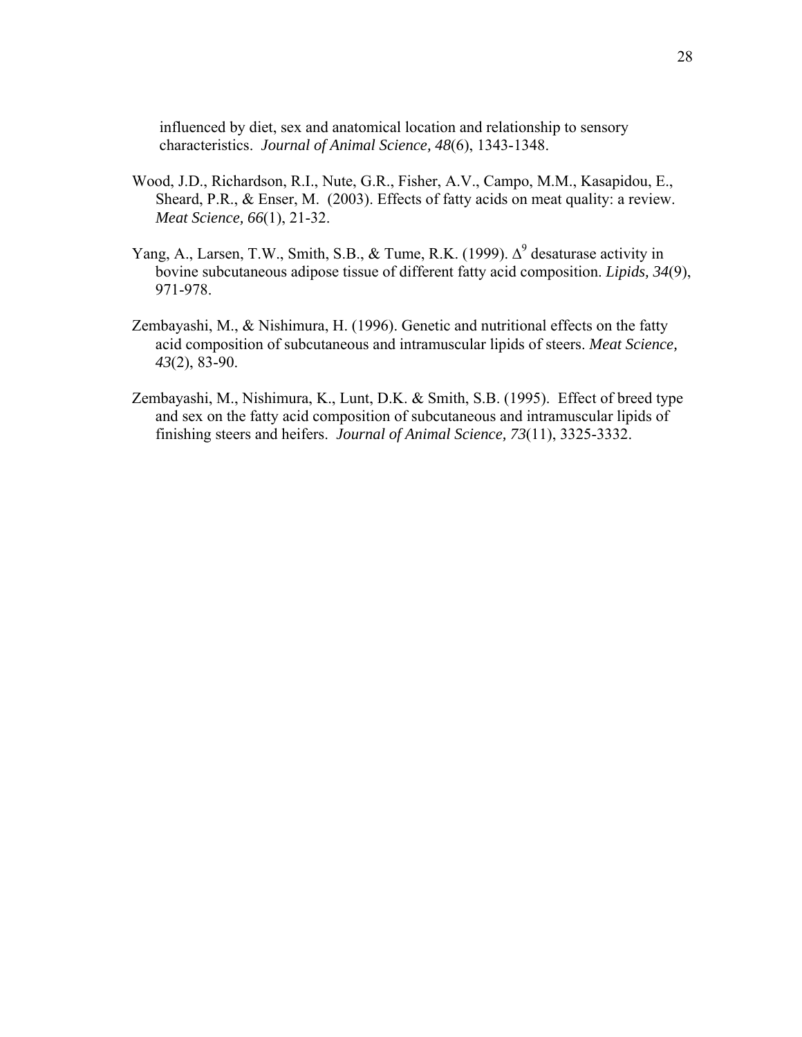influenced by diet, sex and anatomical location and relationship to sensory characteristics. *Journal of Animal Science, 48*(6), 1343-1348.

Wood, J.D., Richardson, R.I., Nute, G.R., Fisher, A.V., Campo, M.M., Kasapidou, E., Sheard, P.R., & Enser, M. (2003). Effects of fatty acids on meat quality: a review. *Meat Science, 66*(1), 21-32.

Yang, A., Larsen, T.W., Smith, S.B., & Tume, R.K. (1999). $\Delta^9$ desaturase activity in bovine subcutaneous adipose tissue of different fatty acid composition. *Lipids, 34*(9), 971-978.

Zembayashi, M., & Nishimura, H. (1996). Genetic and nutritional effects on the fatty acid composition of subcutaneous and intramuscular lipids of steers. *Meat Science, 43*(2), 83-90.

Zembayashi, M., Nishimura, K., Lunt, D.K. & Smith, S.B. (1995). Effect of breed type and sex on the fatty acid composition of subcutaneous and intramuscular lipids of finishing steers and heifers. *Journal of Animal Science, 73*(11), 3325-3332.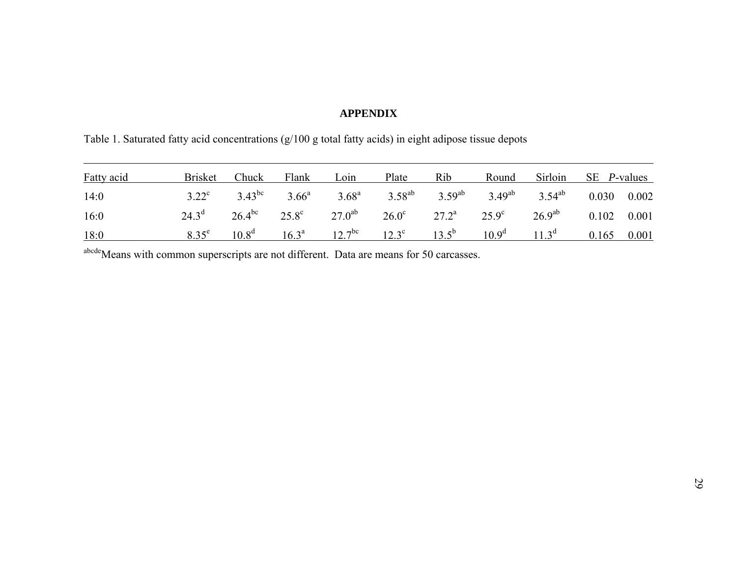**APPENDIX**

Table 1. Saturated fatty acid concentrations (g/100 g total fatty acids) in eight adipose tissue depots

| Fatty acid | Brisket | Chuck | Flank | Loin | Plate | Rib | Round | Sirloin | SE | *P*-values |
|---|---|---|---|---|---|---|---|---|---|---|
| 14:0 | 3.22$^{c}$ | 3.43$^{bc}$ | 3.66$^{a}$ | 3.68$^{a}$ | 3.58$^{ab}$ | 3.59$^{ab}$ | 3.49$^{ab}$ | 3.54$^{ab}$ | 0.030 | 0.002 |
| 16:0 | 24.3$^{d}$ | 26.4$^{bc}$ | 25.8$^{c}$ | 27.0$^{ab}$ | 26.0$^{c}$ | 27.2$^{a}$ | 25.9$^{c}$ | 26.9$^{ab}$ | 0.102 | 0.001 |
| 18:0 | 8.35$^{e}$ | 10.8$^{d}$ | 16.3$^{a}$ | 12.7$^{bc}$ | 12.3$^{c}$ | 13.5$^{b}$ | 10.9$^{d}$ | 11.3$^{d}$ | 0.165 | 0.001 |

$^{abcde}$Means with common superscripts are not different. Data are means for 50 carcasses.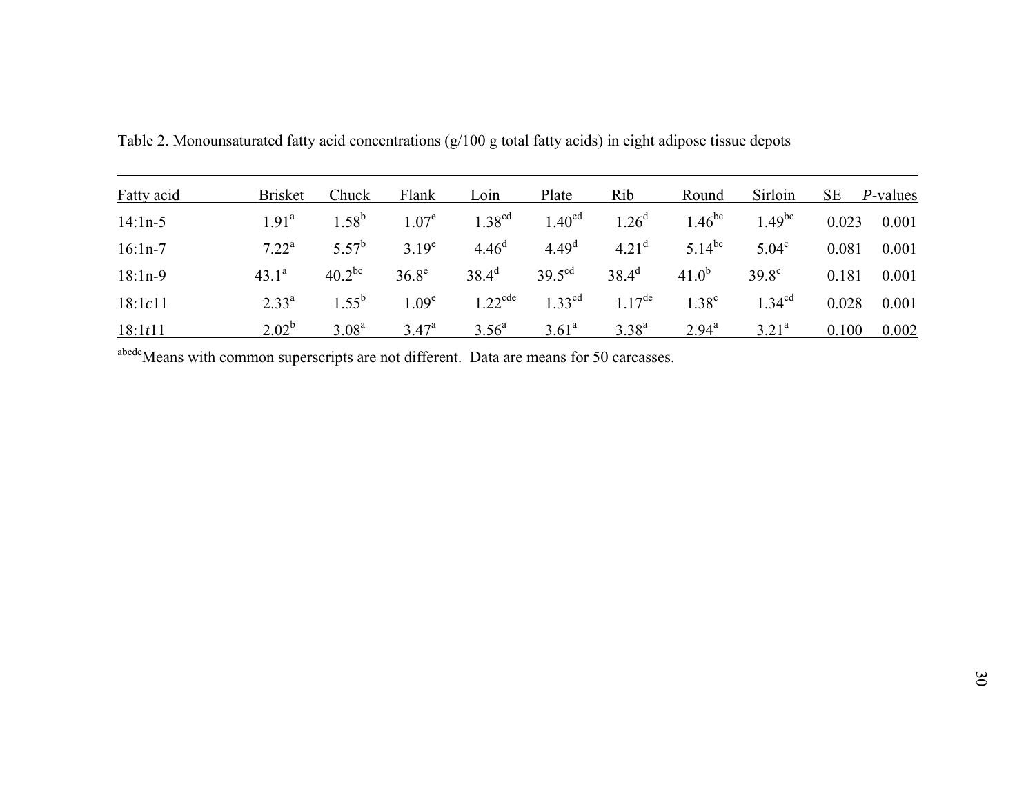Table 2. Monounsaturated fatty acid concentrations (g/100 g total fatty acids) in eight adipose tissue depots

| Fatty acid | Brisket | Chuck | Flank | Loin | Plate | Rib | Round | Sirloin | SE | *P*-values |
|---|---|---|---|---|---|---|---|---|---|---|
| 14:1n-5 | 1.91[a] | 1.58[b] | 1.07[e] | 1.38[cd] | 1.40[cd] | 1.26[d] | 1.46[bc] | 1.49[bc] | 0.023 | 0.001 |
| 16:1n-7 | 7.22[a] | 5.57[b] | 3.19[e] | 4.46[d] | 4.49[d] | 4.21[d] | 5.14[bc] | 5.04[c] | 0.081 | 0.001 |
| 18:1n-9 | 43.1[a] | 40.2[bc] | 36.8[e] | 38.4[d] | 39.5[cd] | 38.4[d] | 41.0[b] | 39.8[c] | 0.181 | 0.001 |
| 18:1*c*11 | 2.33[a] | 1.55[b] | 1.09[e] | 1.22[cde] | 1.33[cd] | 1.17[de] | 1.38[c] | 1.34[cd] | 0.028 | 0.001 |
| 18:1*t*11 | 2.02[b] | 3.08[a] | 3.47[a] | 3.56[a] | 3.61[a] | 3.38[a] | 2.94[a] | 3.21[a] | 0.100 | 0.002 |

[abcde]Means with common superscripts are not different. Data are means for 50 carcasses.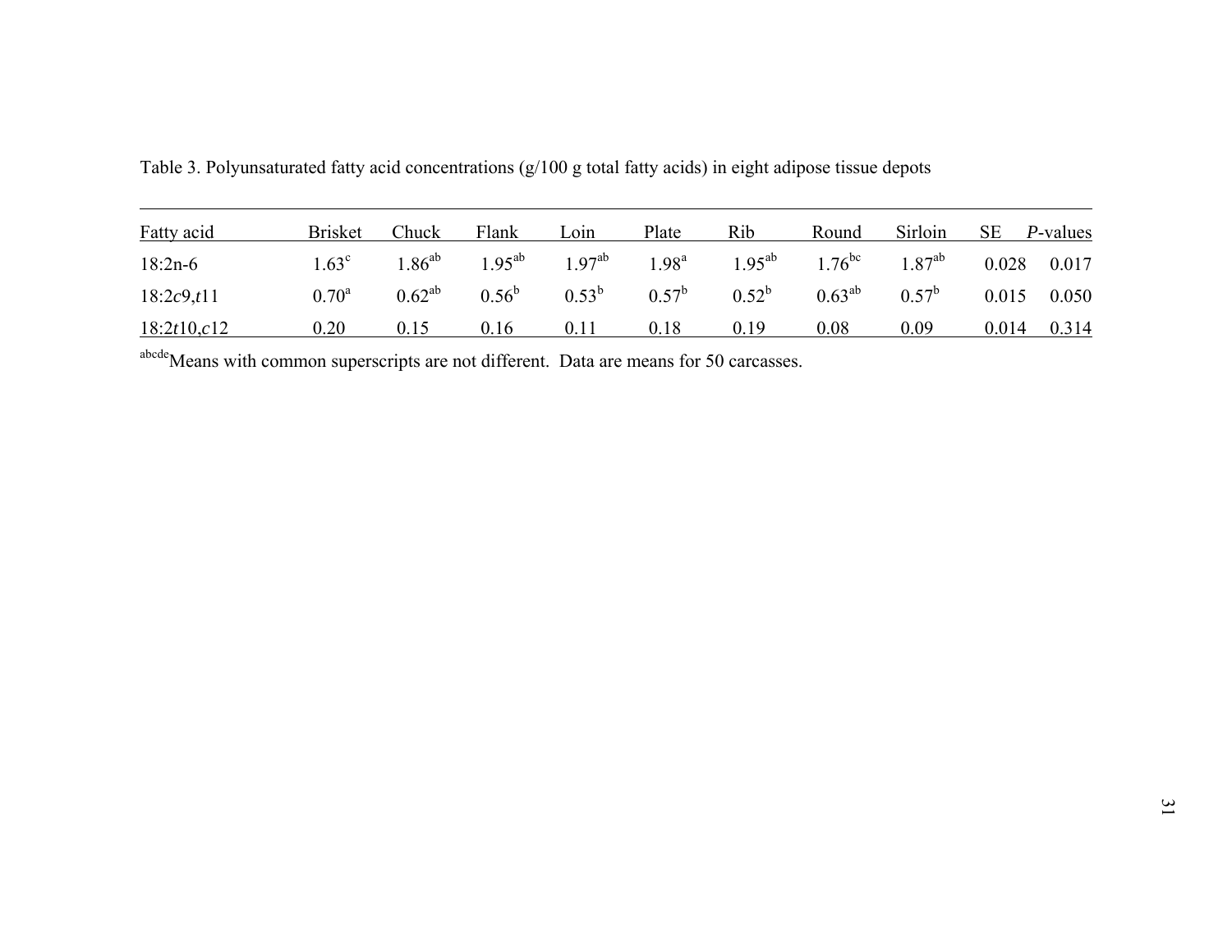Table 3. Polyunsaturated fatty acid concentrations (g/100 g total fatty acids) in eight adipose tissue depots

| Fatty acid | Brisket | Chuck | Flank | Loin | Plate | Rib | Round | Sirloin | SE | *P*-values |
|---|---|---|---|---|---|---|---|---|---|---|
| 18:2n-6 | $1.63^{c}$ | $1.86^{ab}$ | $1.95^{ab}$ | $1.97^{ab}$ | $1.98^{a}$ | $1.95^{ab}$ | $1.76^{bc}$ | $1.87^{ab}$ | 0.028 | 0.017 |
| 18:2*c*9,*t*11 | $0.70^{a}$ | $0.62^{ab}$ | $0.56^{b}$ | $0.53^{b}$ | $0.57^{b}$ | $0.52^{b}$ | $0.63^{ab}$ | $0.57^{b}$ | 0.015 | 0.050 |
| 18:2*t*10,*c*12 | 0.20 | 0.15 | 0.16 | 0.11 | 0.18 | 0.19 | 0.08 | 0.09 | 0.014 | 0.314 |

[abcde]Means with common superscripts are not different. Data are means for 50 carcasses.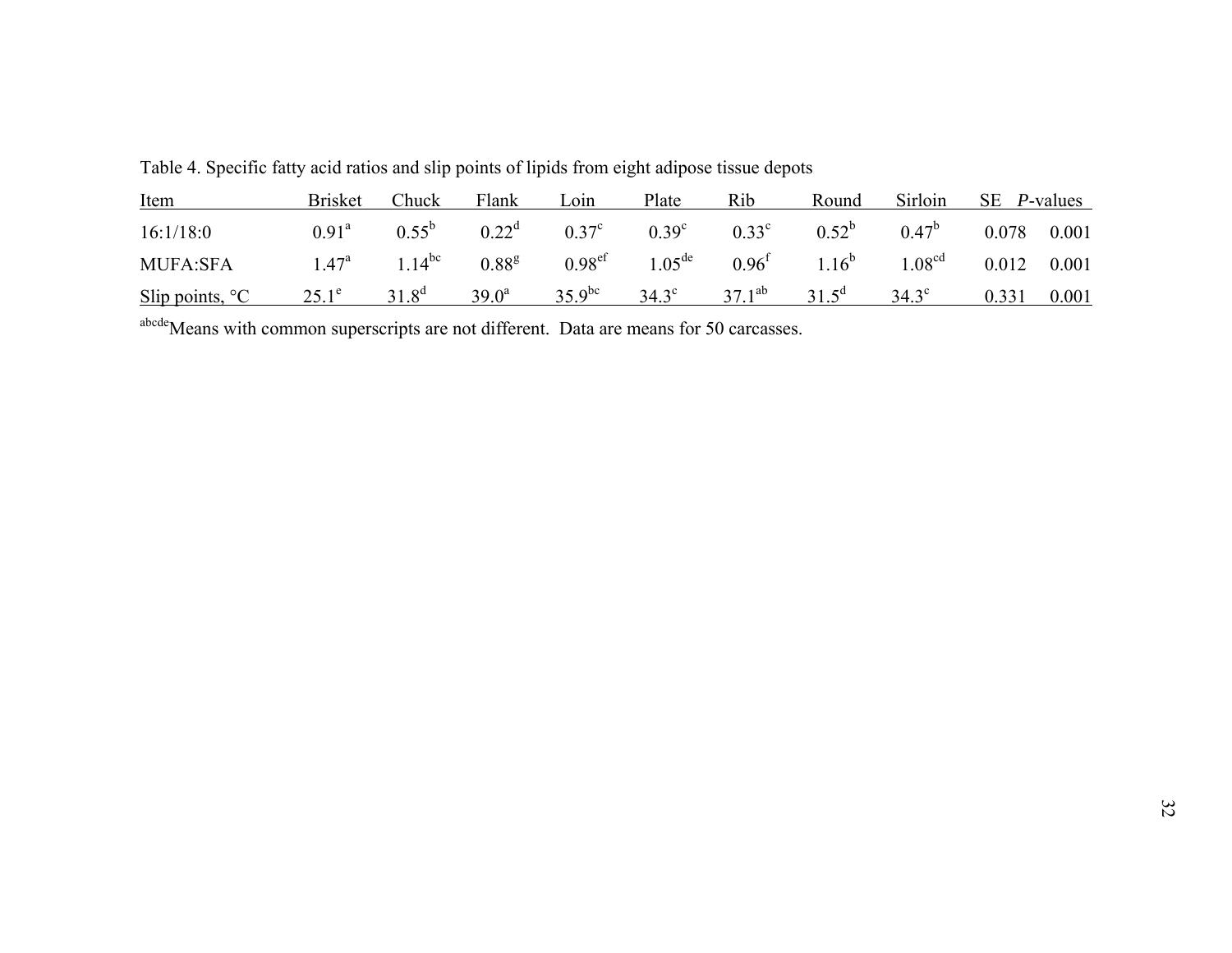Table 4. Specific fatty acid ratios and slip points of lipids from eight adipose tissue depots

| Item | Brisket | Chuck | Flank | Loin | Plate | Rib | Round | Sirloin | SE | *P*-values |
|---|---|---|---|---|---|---|---|---|---|---|
| 16:1/18:0 | 0.91[a] | 0.55[b] | 0.22[d] | 0.37[c] | 0.39[c] | 0.33[c] | 0.52[b] | 0.47[b] | 0.078 | 0.001 |
| MUFA:SFA | 1.47[a] | 1.14[bc] | 0.88[g] | 0.98[ef] | 1.05[de] | 0.96[f] | 1.16[b] | 1.08[cd] | 0.012 | 0.001 |
| Slip points, °C | 25.1[e] | 31.8[d] | 39.0[a] | 35.9[bc] | 34.3[c] | 37.1[ab] | 31.5[d] | 34.3[c] | 0.331 | 0.001 |

[abcde]Means with common superscripts are not different. Data are means for 50 carcasses.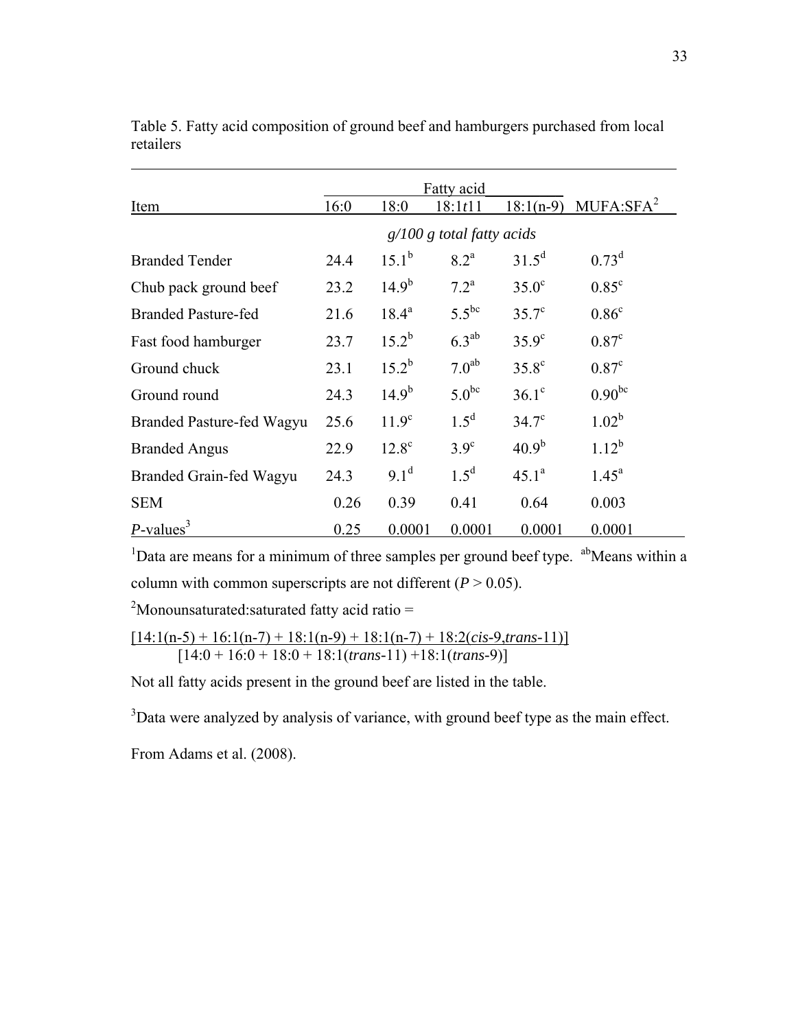Table 5. Fatty acid composition of ground beef and hamburgers purchased from local retailers

| | Fatty acid | | | | |
|---|---|---|---|---|---|
| Item | 16:0 | 18:0 | 18:1*t*11 | 18:1(n-9) | MUFA:SFA[2] |
| | *g/100 g total fatty acids* | | | | |
| Branded Tender | 24.4 | 15.1[b] | 8.2[a] | 31.5[d] | 0.73[d] |
| Chub pack ground beef | 23.2 | 14.9[b] | 7.2[a] | 35.0[c] | 0.85[c] |
| Branded Pasture-fed | 21.6 | 18.4[a] | 5.5[bc] | 35.7[c] | 0.86[c] |
| Fast food hamburger | 23.7 | 15.2[b] | 6.3[ab] | 35.9[c] | 0.87[c] |
| Ground chuck | 23.1 | 15.2[b] | 7.0[ab] | 35.8[c] | 0.87[c] |
| Ground round | 24.3 | 14.9[b] | 5.0[bc] | 36.1[c] | 0.90[bc] |
| Branded Pasture-fed Wagyu | 25.6 | 11.9[c] | 1.5[d] | 34.7[c] | 1.02[b] |
| Branded Angus | 22.9 | 12.8[c] | 3.9[c] | 40.9[b] | 1.12[b] |
| Branded Grain-fed Wagyu | 24.3 | 9.1[d] | 1.5[d] | 45.1[a] | 1.45[a] |
| SEM | 0.26 | 0.39 | 0.41 | 0.64 | 0.003 |
| *P*-values[3] | 0.25 | 0.0001 | 0.0001 | 0.0001 | 0.0001 |

[1]Data are means for a minimum of three samples per ground beef type. [ab]Means within a column with common superscripts are not different ($P > 0.05$).

[2]Monounsaturated:saturated fatty acid ratio =

$$\frac{[14:1(n\text{-}5) + 16:1(n\text{-}7) + 18:1(n\text{-}9) + 18:1(n\text{-}7) + 18:2(\textit{cis}\text{-}9,\textit{trans}\text{-}11)]}{[14:0 + 16:0 + 18:0 + 18:1(\textit{trans}\text{-}11) + 18:1(\textit{trans}\text{-}9)]}$$

Not all fatty acids present in the ground beef are listed in the table.

[3]Data were analyzed by analysis of variance, with ground beef type as the main effect.

From Adams et al. (2008).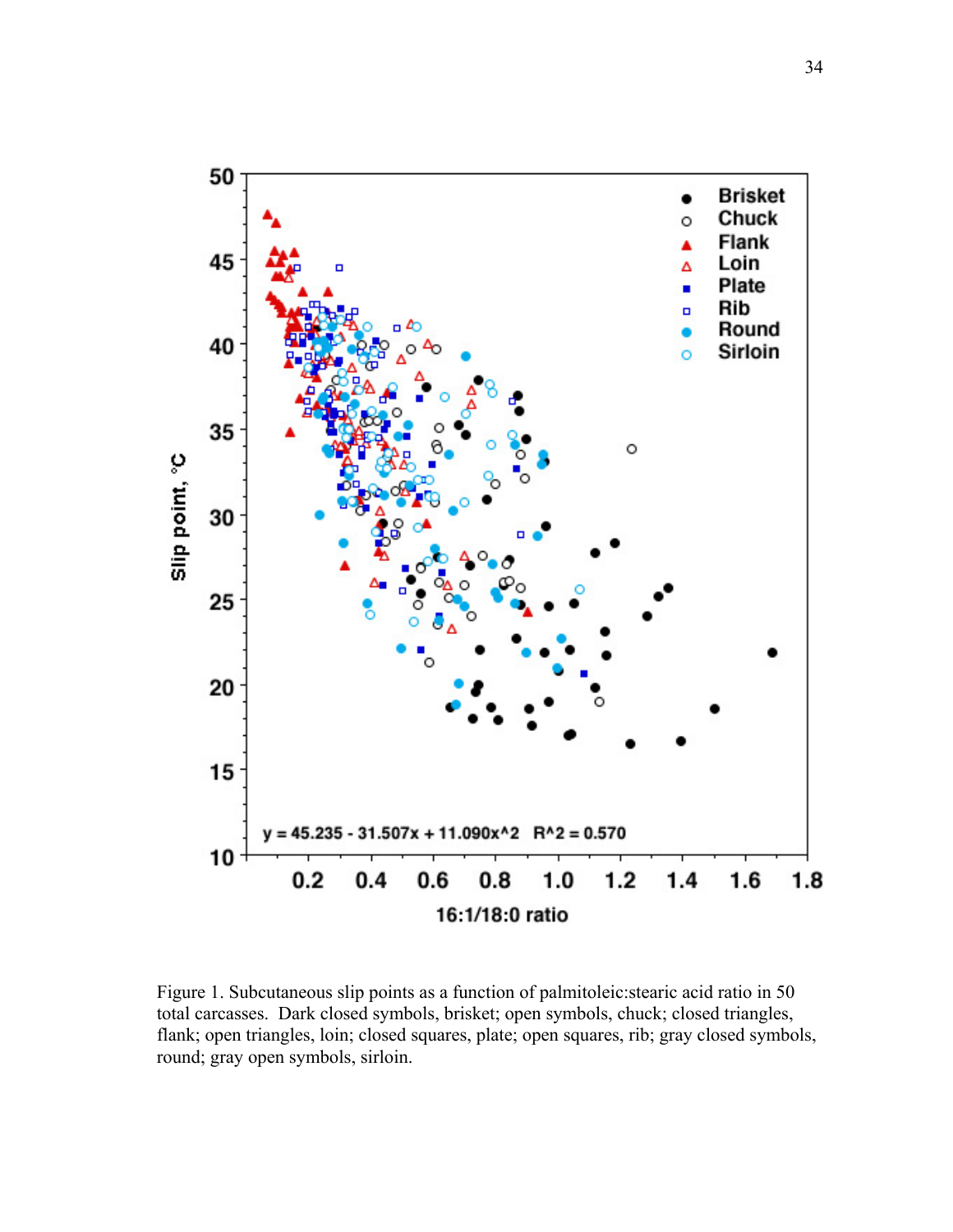Figure 1. Subcutaneous slip points as a function of palmitoleic:stearic acid ratio in 50 total carcasses. Dark closed symbols, brisket; open symbols, chuck; closed triangles, flank; open triangles, loin; closed squares, plate; open squares, rib; gray closed symbols, round; gray open symbols, sirloin.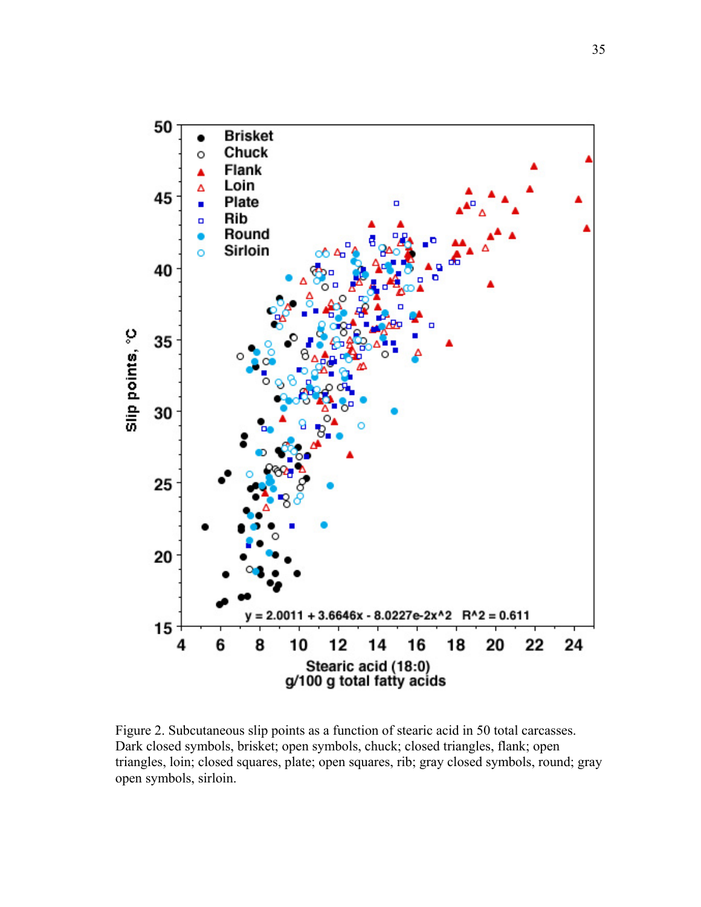Figure 2. Subcutaneous slip points as a function of stearic acid in 50 total carcasses. Dark closed symbols, brisket; open symbols, chuck; closed triangles, flank; open triangles, loin; closed squares, plate; open squares, rib; gray closed symbols, round; gray open symbols, sirloin.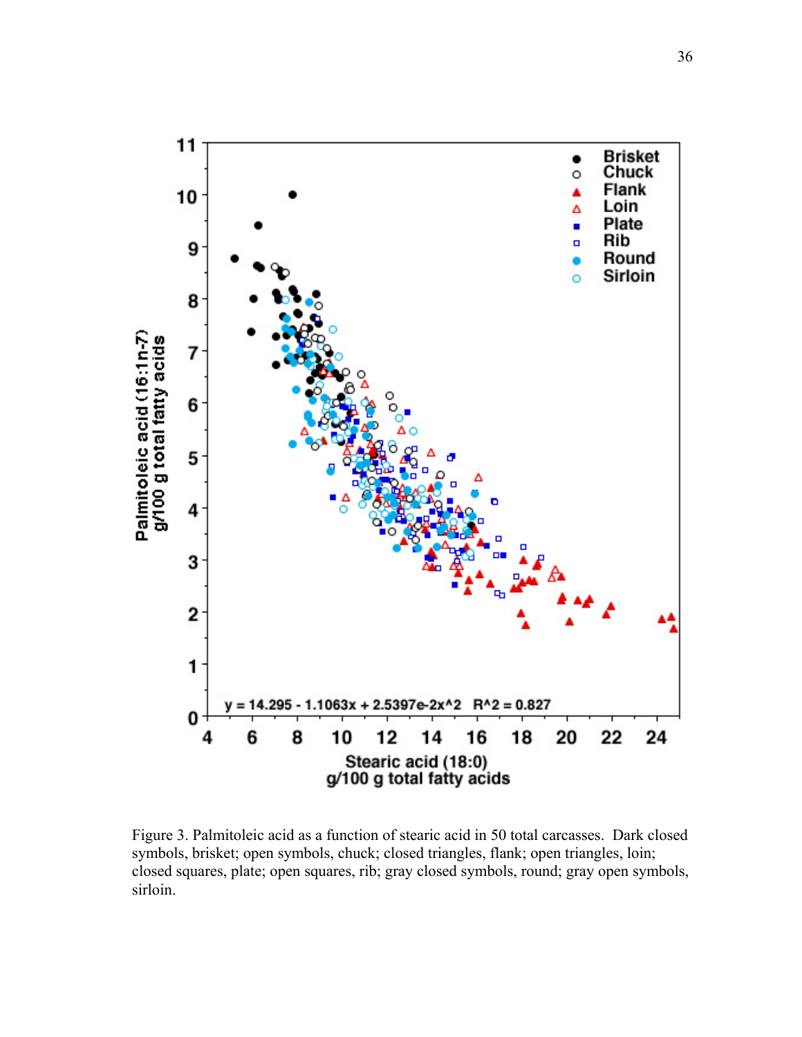Figure 3. Palmitoleic acid as a function of stearic acid in 50 total carcasses. Dark closed symbols, brisket; open symbols, chuck; closed triangles, flank; open triangles, loin; closed squares, plate; open squares, rib; gray closed symbols, round; gray open symbols, sirloin.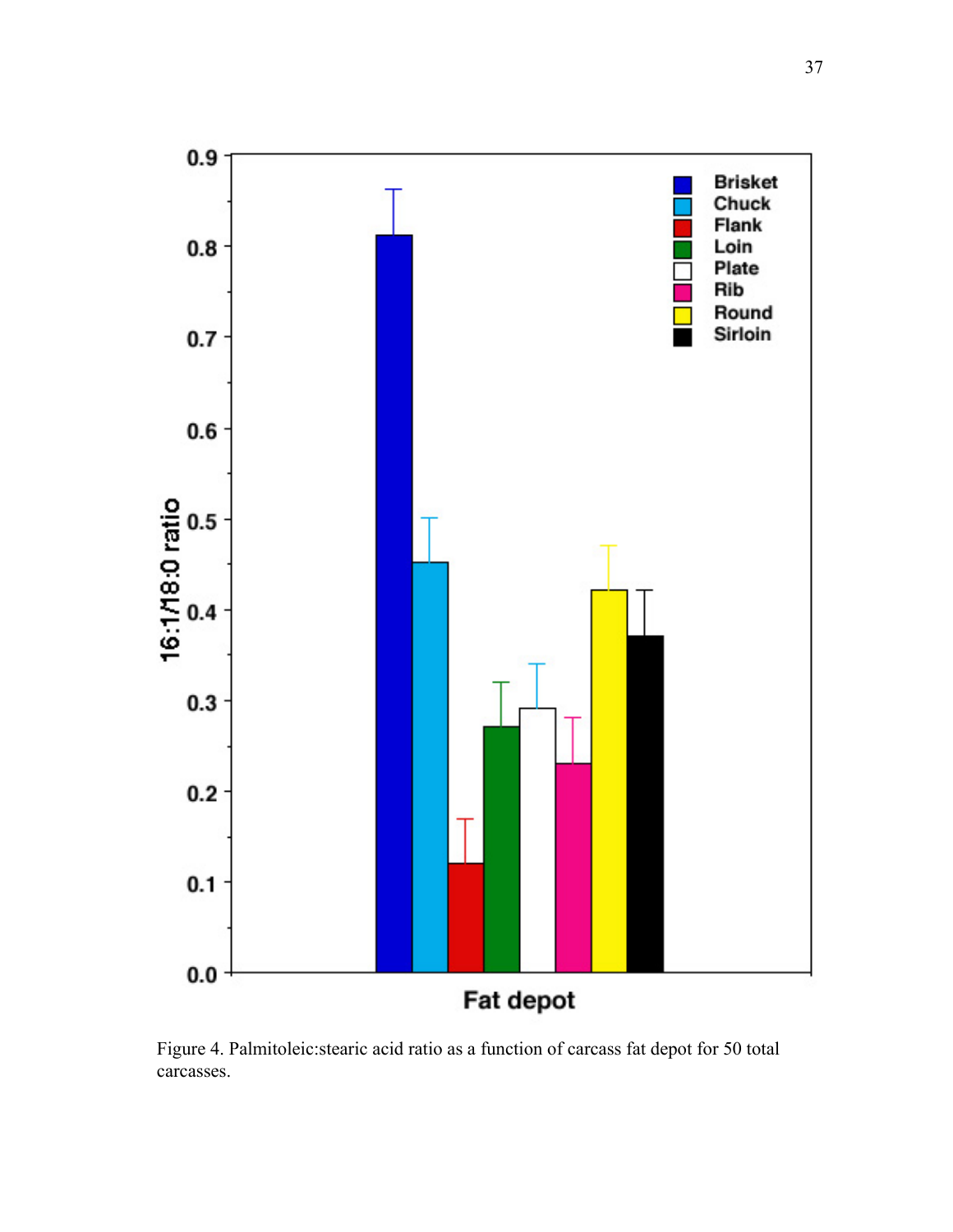Figure 4. Palmitoleic:stearic acid ratio as a function of carcass fat depot for 50 total carcasses.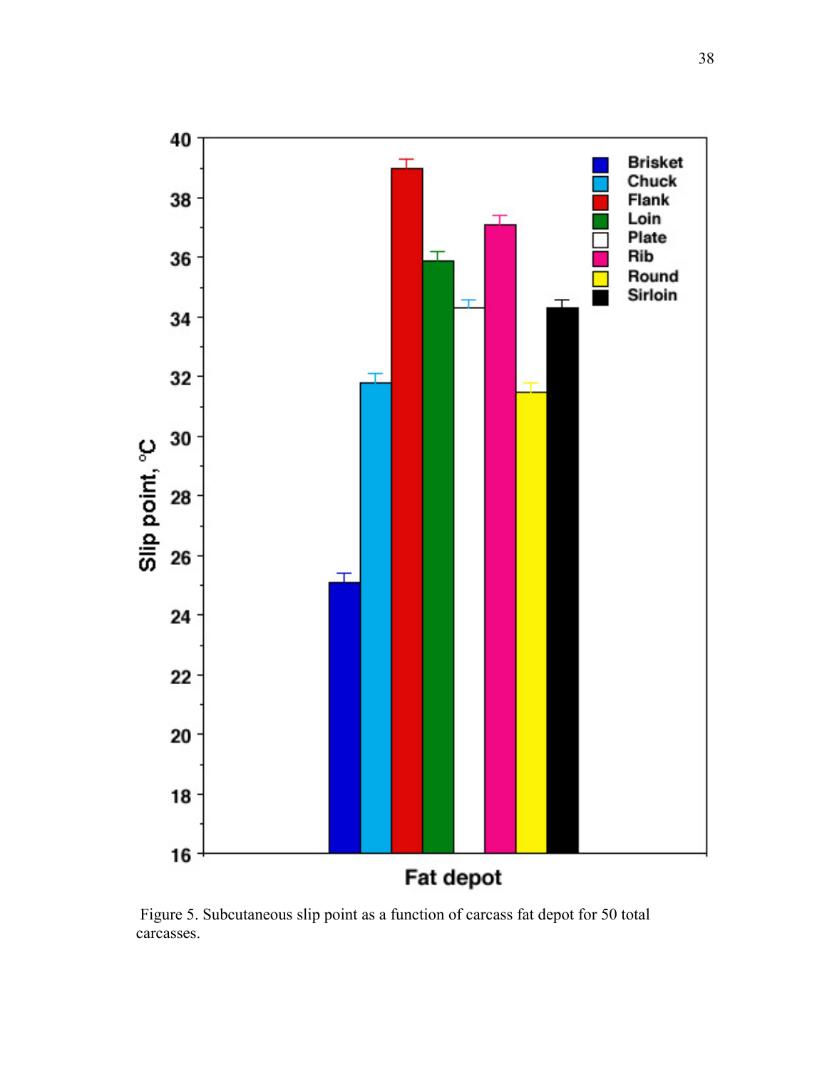Figure 5. Subcutaneous slip point as a function of carcass fat depot for 50 total carcasses.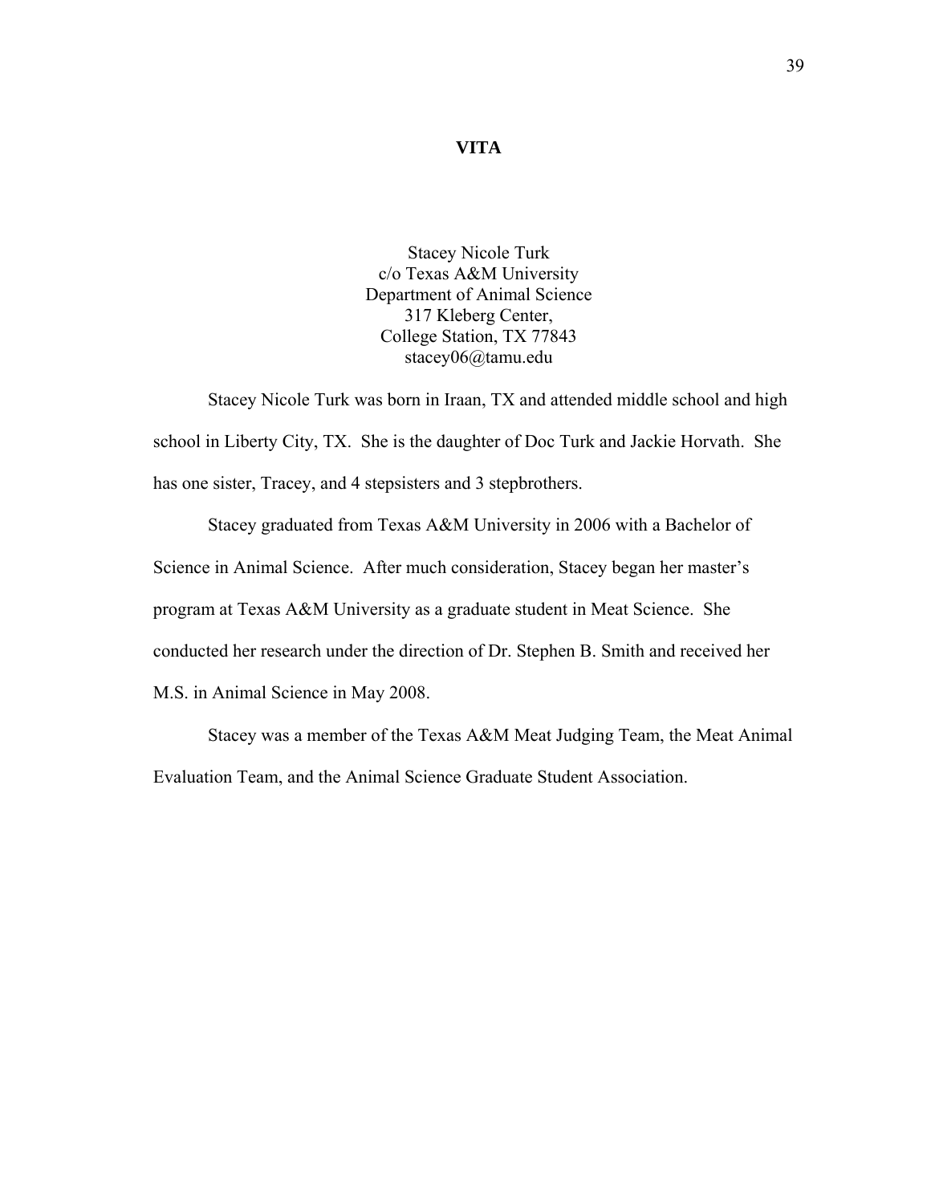# VITA

Stacey Nicole Turk  
c/o Texas A&M University  
Department of Animal Science  
317 Kleberg Center,  
College Station, TX 77843  
stacey06@tamu.edu

Stacey Nicole Turk was born in Iraan, TX and attended middle school and high school in Liberty City, TX. She is the daughter of Doc Turk and Jackie Horvath. She has one sister, Tracey, and 4 stepsisters and 3 stepbrothers.

Stacey graduated from Texas A&M University in 2006 with a Bachelor of Science in Animal Science. After much consideration, Stacey began her master's program at Texas A&M University as a graduate student in Meat Science. She conducted her research under the direction of Dr. Stephen B. Smith and received her M.S. in Animal Science in May 2008.

Stacey was a member of the Texas A&M Meat Judging Team, the Meat Animal Evaluation Team, and the Animal Science Graduate Student Association.